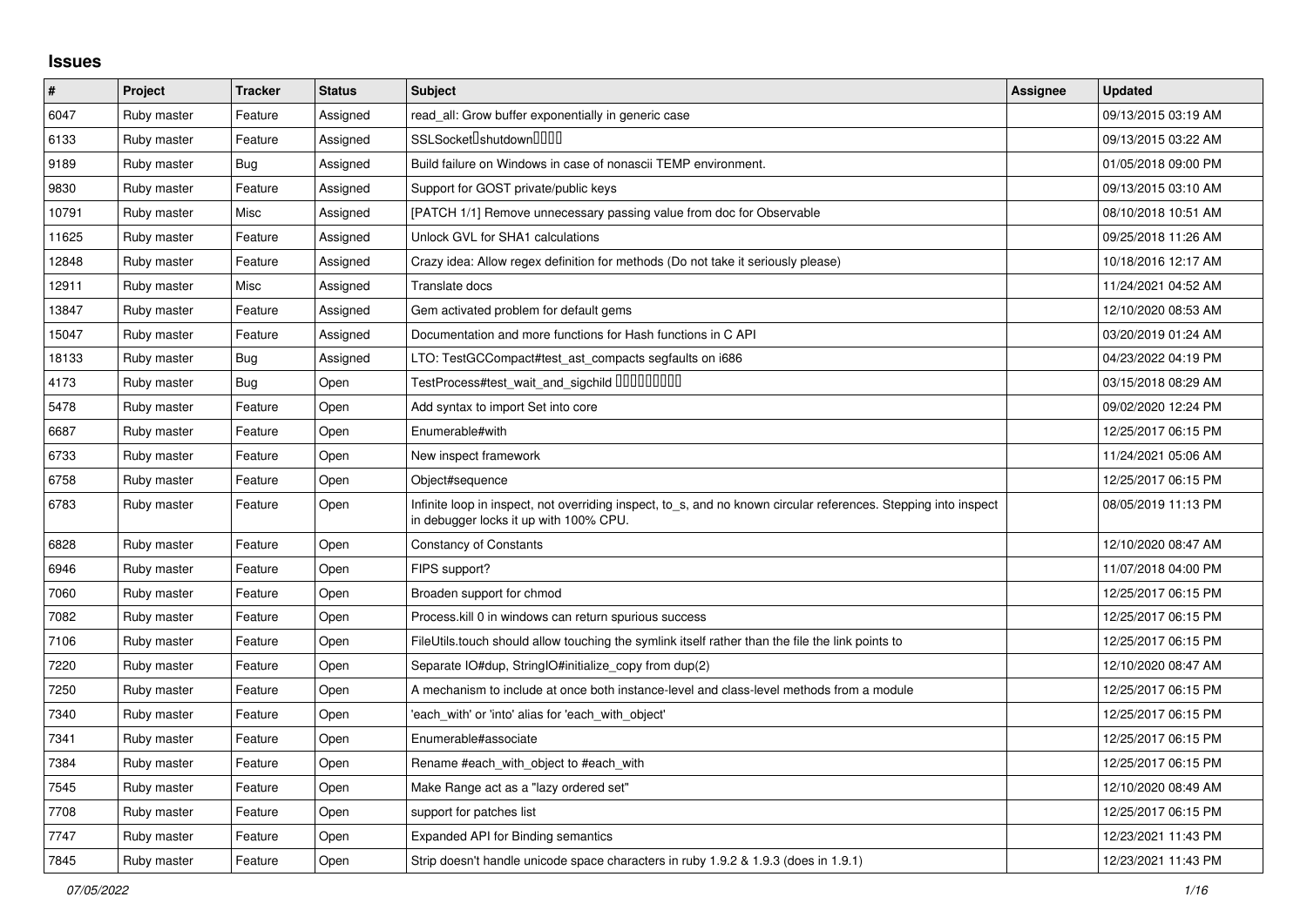## Issues

| # | Project | Tracker | Status | Subject | Assignee | Updated |
| --- | --- | --- | --- | --- | --- | --- |
| 6047 | Ruby master | Feature | Assigned | read_all: Grow buffer exponentially in generic case | | 09/13/2015 03:19 AM |
| 6133 | Ruby master | Feature | Assigned | SSLSocket�shutdown���� | | 09/13/2015 03:22 AM |
| 9189 | Ruby master | Bug | Assigned | Build failure on Windows in case of nonascii TEMP environment. | | 01/05/2018 09:00 PM |
| 9830 | Ruby master | Feature | Assigned | Support for GOST private/public keys | | 09/13/2015 03:10 AM |
| 10791 | Ruby master | Misc | Assigned | [PATCH 1/1] Remove unnecessary passing value from doc for Observable | | 08/10/2018 10:51 AM |
| 11625 | Ruby master | Feature | Assigned | Unlock GVL for SHA1 calculations | | 09/25/2018 11:26 AM |
| 12848 | Ruby master | Feature | Assigned | Crazy idea: Allow regex definition for methods (Do not take it seriously please) | | 10/18/2016 12:17 AM |
| 12911 | Ruby master | Misc | Assigned | Translate docs | | 11/24/2021 04:52 AM |
| 13847 | Ruby master | Feature | Assigned | Gem activated problem for default gems | | 12/10/2020 08:53 AM |
| 15047 | Ruby master | Feature | Assigned | Documentation and more functions for Hash functions in C API | | 03/20/2019 01:24 AM |
| 18133 | Ruby master | Bug | Assigned | LTO: TestGCCompact#test_ast_compacts segfaults on i686 | | 04/23/2022 04:19 PM |
| 4173 | Ruby master | Bug | Open | TestProcess#test_wait_and_sigchild ��������� | | 03/15/2018 08:29 AM |
| 5478 | Ruby master | Feature | Open | Add syntax to import Set into core | | 09/02/2020 12:24 PM |
| 6687 | Ruby master | Feature | Open | Enumerable#with | | 12/25/2017 06:15 PM |
| 6733 | Ruby master | Feature | Open | New inspect framework | | 11/24/2021 05:06 AM |
| 6758 | Ruby master | Feature | Open | Object#sequence | | 12/25/2017 06:15 PM |
| 6783 | Ruby master | Feature | Open | Infinite loop in inspect, not overriding inspect, to_s, and no known circular references. Stepping into inspect in debugger locks it up with 100% CPU. | | 08/05/2019 11:13 PM |
| 6828 | Ruby master | Feature | Open | Constancy of Constants | | 12/10/2020 08:47 AM |
| 6946 | Ruby master | Feature | Open | FIPS support? | | 11/07/2018 04:00 PM |
| 7060 | Ruby master | Feature | Open | Broaden support for chmod | | 12/25/2017 06:15 PM |
| 7082 | Ruby master | Feature | Open | Process.kill 0 in windows can return spurious success | | 12/25/2017 06:15 PM |
| 7106 | Ruby master | Feature | Open | FileUtils.touch should allow touching the symlink itself rather than the file the link points to | | 12/25/2017 06:15 PM |
| 7220 | Ruby master | Feature | Open | Separate IO#dup, StringIO#initialize_copy from dup(2) | | 12/10/2020 08:47 AM |
| 7250 | Ruby master | Feature | Open | A mechanism to include at once both instance-level and class-level methods from a module | | 12/25/2017 06:15 PM |
| 7340 | Ruby master | Feature | Open | 'each_with' or 'into' alias for 'each_with_object' | | 12/25/2017 06:15 PM |
| 7341 | Ruby master | Feature | Open | Enumerable#associate | | 12/25/2017 06:15 PM |
| 7384 | Ruby master | Feature | Open | Rename #each_with_object to #each_with | | 12/25/2017 06:15 PM |
| 7545 | Ruby master | Feature | Open | Make Range act as a "lazy ordered set" | | 12/10/2020 08:49 AM |
| 7708 | Ruby master | Feature | Open | support for patches list | | 12/25/2017 06:15 PM |
| 7747 | Ruby master | Feature | Open | Expanded API for Binding semantics | | 12/23/2021 11:43 PM |
| 7845 | Ruby master | Feature | Open | Strip doesn't handle unicode space characters in ruby 1.9.2 & 1.9.3 (does in 1.9.1) | | 12/23/2021 11:43 PM |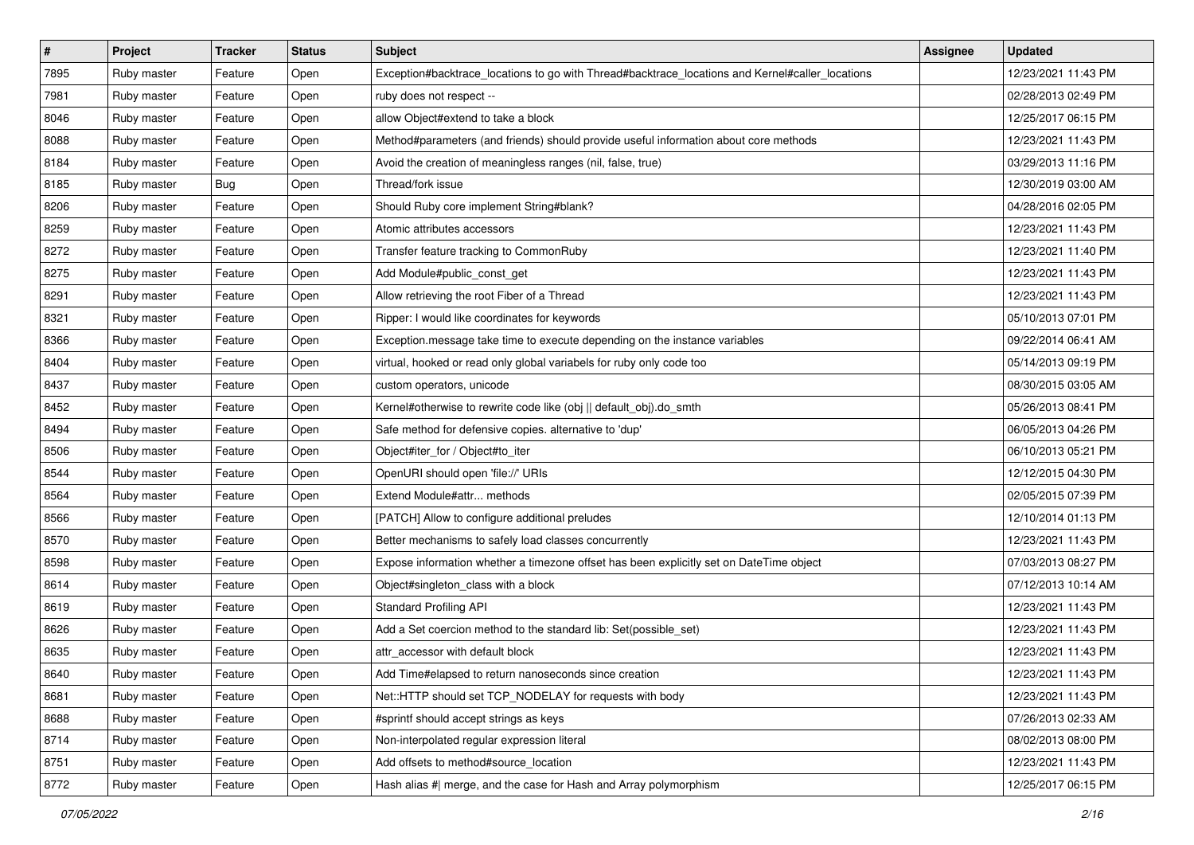| # | Project | Tracker | Status | Subject | Assignee | Updated |
|---|---|---|---|---|---|---|
| 7895 | Ruby master | Feature | Open | Exception#backtrace_locations to go with Thread#backtrace_locations and Kernel#caller_locations | | 12/23/2021 11:43 PM |
| 7981 | Ruby master | Feature | Open | ruby does not respect -- | | 02/28/2013 02:49 PM |
| 8046 | Ruby master | Feature | Open | allow Object#extend to take a block | | 12/25/2017 06:15 PM |
| 8088 | Ruby master | Feature | Open | Method#parameters (and friends) should provide useful information about core methods | | 12/23/2021 11:43 PM |
| 8184 | Ruby master | Feature | Open | Avoid the creation of meaningless ranges (nil, false, true) | | 03/29/2013 11:16 PM |
| 8185 | Ruby master | Bug | Open | Thread/fork issue | | 12/30/2019 03:00 AM |
| 8206 | Ruby master | Feature | Open | Should Ruby core implement String#blank? | | 04/28/2016 02:05 PM |
| 8259 | Ruby master | Feature | Open | Atomic attributes accessors | | 12/23/2021 11:43 PM |
| 8272 | Ruby master | Feature | Open | Transfer feature tracking to CommonRuby | | 12/23/2021 11:40 PM |
| 8275 | Ruby master | Feature | Open | Add Module#public_const_get | | 12/23/2021 11:43 PM |
| 8291 | Ruby master | Feature | Open | Allow retrieving the root Fiber of a Thread | | 12/23/2021 11:43 PM |
| 8321 | Ruby master | Feature | Open | Ripper: I would like coordinates for keywords | | 05/10/2013 07:01 PM |
| 8366 | Ruby master | Feature | Open | Exception.message take time to execute depending on the instance variables | | 09/22/2014 06:41 AM |
| 8404 | Ruby master | Feature | Open | virtual, hooked or read only global variabels for ruby only code too | | 05/14/2013 09:19 PM |
| 8437 | Ruby master | Feature | Open | custom operators, unicode | | 08/30/2015 03:05 AM |
| 8452 | Ruby master | Feature | Open | Kernel#otherwise to rewrite code like (obj \|\| default_obj).do_smth | | 05/26/2013 08:41 PM |
| 8494 | Ruby master | Feature | Open | Safe method for defensive copies. alternative to 'dup' | | 06/05/2013 04:26 PM |
| 8506 | Ruby master | Feature | Open | Object#iter_for / Object#to_iter | | 06/10/2013 05:21 PM |
| 8544 | Ruby master | Feature | Open | OpenURI should open 'file://' URIs | | 12/12/2015 04:30 PM |
| 8564 | Ruby master | Feature | Open | Extend Module#attr... methods | | 02/05/2015 07:39 PM |
| 8566 | Ruby master | Feature | Open | [PATCH] Allow to configure additional preludes | | 12/10/2014 01:13 PM |
| 8570 | Ruby master | Feature | Open | Better mechanisms to safely load classes concurrently | | 12/23/2021 11:43 PM |
| 8598 | Ruby master | Feature | Open | Expose information whether a timezone offset has been explicitly set on DateTime object | | 07/03/2013 08:27 PM |
| 8614 | Ruby master | Feature | Open | Object#singleton_class with a block | | 07/12/2013 10:14 AM |
| 8619 | Ruby master | Feature | Open | Standard Profiling API | | 12/23/2021 11:43 PM |
| 8626 | Ruby master | Feature | Open | Add a Set coercion method to the standard lib: Set(possible_set) | | 12/23/2021 11:43 PM |
| 8635 | Ruby master | Feature | Open | attr_accessor with default block | | 12/23/2021 11:43 PM |
| 8640 | Ruby master | Feature | Open | Add Time#elapsed to return nanoseconds since creation | | 12/23/2021 11:43 PM |
| 8681 | Ruby master | Feature | Open | Net::HTTP should set TCP_NODELAY for requests with body | | 12/23/2021 11:43 PM |
| 8688 | Ruby master | Feature | Open | #sprintf should accept strings as keys | | 07/26/2013 02:33 AM |
| 8714 | Ruby master | Feature | Open | Non-interpolated regular expression literal | | 08/02/2013 08:00 PM |
| 8751 | Ruby master | Feature | Open | Add offsets to method#source_location | | 12/23/2021 11:43 PM |
| 8772 | Ruby master | Feature | Open | Hash alias #\| merge, and the case for Hash and Array polymorphism | | 12/25/2017 06:15 PM |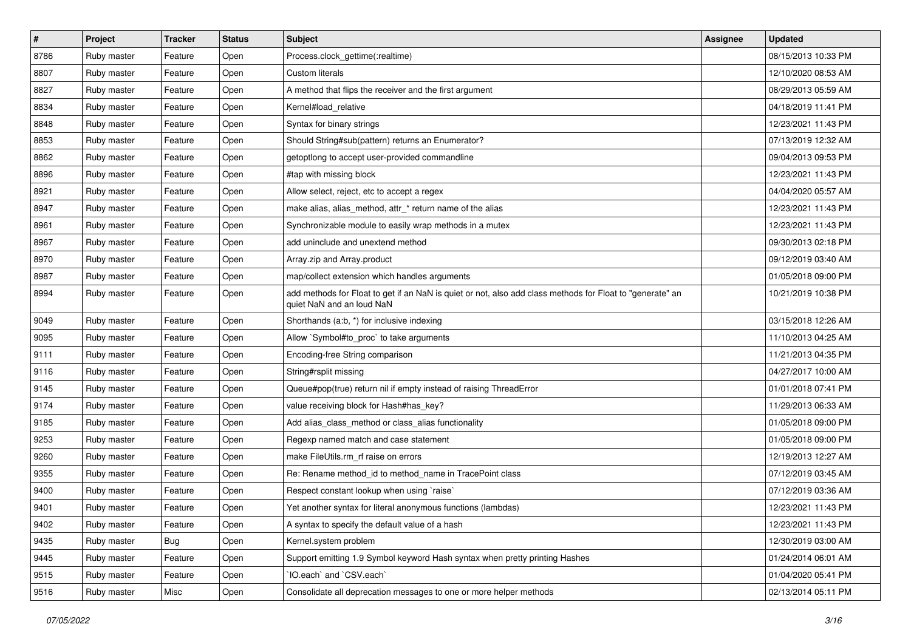| # | Project | Tracker | Status | Subject | Assignee | Updated |
|---|---|---|---|---|---|---|
| 8786 | Ruby master | Feature | Open | Process.clock_gettime(:realtime) | | 08/15/2013 10:33 PM |
| 8807 | Ruby master | Feature | Open | Custom literals | | 12/10/2020 08:53 AM |
| 8827 | Ruby master | Feature | Open | A method that flips the receiver and the first argument | | 08/29/2013 05:59 AM |
| 8834 | Ruby master | Feature | Open | Kernel#load_relative | | 04/18/2019 11:41 PM |
| 8848 | Ruby master | Feature | Open | Syntax for binary strings | | 12/23/2021 11:43 PM |
| 8853 | Ruby master | Feature | Open | Should String#sub(pattern) returns an Enumerator? | | 07/13/2019 12:32 AM |
| 8862 | Ruby master | Feature | Open | getoptlong to accept user-provided commandline | | 09/04/2013 09:53 PM |
| 8896 | Ruby master | Feature | Open | #tap with missing block | | 12/23/2021 11:43 PM |
| 8921 | Ruby master | Feature | Open | Allow select, reject, etc to accept a regex | | 04/04/2020 05:57 AM |
| 8947 | Ruby master | Feature | Open | make alias, alias_method, attr_* return name of the alias | | 12/23/2021 11:43 PM |
| 8961 | Ruby master | Feature | Open | Synchronizable module to easily wrap methods in a mutex | | 12/23/2021 11:43 PM |
| 8967 | Ruby master | Feature | Open | add uninclude and unextend method | | 09/30/2013 02:18 PM |
| 8970 | Ruby master | Feature | Open | Array.zip and Array.product | | 09/12/2019 03:40 AM |
| 8987 | Ruby master | Feature | Open | map/collect extension which handles arguments | | 01/05/2018 09:00 PM |
| 8994 | Ruby master | Feature | Open | add methods for Float to get if an NaN is quiet or not, also add class methods for Float to "generate" an quiet NaN and an loud NaN | | 10/21/2019 10:38 PM |
| 9049 | Ruby master | Feature | Open | Shorthands (a:b, *) for inclusive indexing | | 03/15/2018 12:26 AM |
| 9095 | Ruby master | Feature | Open | Allow `Symbol#to_proc` to take arguments | | 11/10/2013 04:25 AM |
| 9111 | Ruby master | Feature | Open | Encoding-free String comparison | | 11/21/2013 04:35 PM |
| 9116 | Ruby master | Feature | Open | String#rsplit missing | | 04/27/2017 10:00 AM |
| 9145 | Ruby master | Feature | Open | Queue#pop(true) return nil if empty instead of raising ThreadError | | 01/01/2018 07:41 PM |
| 9174 | Ruby master | Feature | Open | value receiving block for Hash#has_key? | | 11/29/2013 06:33 AM |
| 9185 | Ruby master | Feature | Open | Add alias_class_method or class_alias functionality | | 01/05/2018 09:00 PM |
| 9253 | Ruby master | Feature | Open | Regexp named match and case statement | | 01/05/2018 09:00 PM |
| 9260 | Ruby master | Feature | Open | make FileUtils.rm_rf raise on errors | | 12/19/2013 12:27 AM |
| 9355 | Ruby master | Feature | Open | Re: Rename method_id to method_name in TracePoint class | | 07/12/2019 03:45 AM |
| 9400 | Ruby master | Feature | Open | Respect constant lookup when using `raise` | | 07/12/2019 03:36 AM |
| 9401 | Ruby master | Feature | Open | Yet another syntax for literal anonymous functions (lambdas) | | 12/23/2021 11:43 PM |
| 9402 | Ruby master | Feature | Open | A syntax to specify the default value of a hash | | 12/23/2021 11:43 PM |
| 9435 | Ruby master | Bug | Open | Kernel.system problem | | 12/30/2019 03:00 AM |
| 9445 | Ruby master | Feature | Open | Support emitting 1.9 Symbol keyword Hash syntax when pretty printing Hashes | | 01/24/2014 06:01 AM |
| 9515 | Ruby master | Feature | Open | `IO.each` and `CSV.each` | | 01/04/2020 05:41 PM |
| 9516 | Ruby master | Misc | Open | Consolidate all deprecation messages to one or more helper methods | | 02/13/2014 05:11 PM |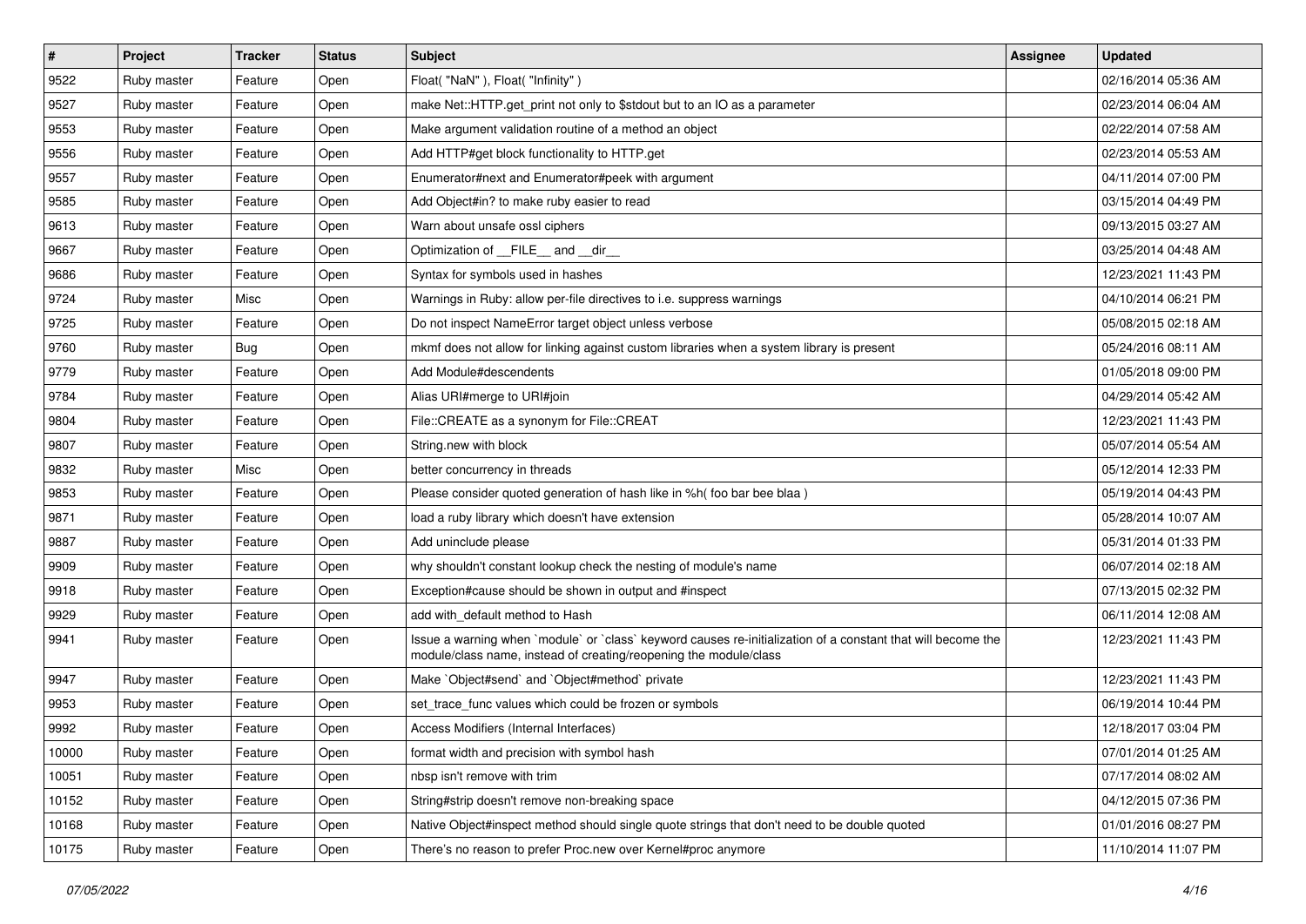| # | Project | Tracker | Status | Subject | Assignee | Updated |
|---|---|---|---|---|---|---|
| 9522 | Ruby master | Feature | Open | Float( "NaN" ), Float( "Infinity" ) | | 02/16/2014 05:36 AM |
| 9527 | Ruby master | Feature | Open | make Net::HTTP.get_print not only to $stdout but to an IO as a parameter | | 02/23/2014 06:04 AM |
| 9553 | Ruby master | Feature | Open | Make argument validation routine of a method an object | | 02/22/2014 07:58 AM |
| 9556 | Ruby master | Feature | Open | Add HTTP#get block functionality to HTTP.get | | 02/23/2014 05:53 AM |
| 9557 | Ruby master | Feature | Open | Enumerator#next and Enumerator#peek with argument | | 04/11/2014 07:00 PM |
| 9585 | Ruby master | Feature | Open | Add Object#in? to make ruby easier to read | | 03/15/2014 04:49 PM |
| 9613 | Ruby master | Feature | Open | Warn about unsafe ossl ciphers | | 09/13/2015 03:27 AM |
| 9667 | Ruby master | Feature | Open | Optimization of __FILE__ and __dir__ | | 03/25/2014 04:48 AM |
| 9686 | Ruby master | Feature | Open | Syntax for symbols used in hashes | | 12/23/2021 11:43 PM |
| 9724 | Ruby master | Misc | Open | Warnings in Ruby: allow per-file directives to i.e. suppress warnings | | 04/10/2014 06:21 PM |
| 9725 | Ruby master | Feature | Open | Do not inspect NameError target object unless verbose | | 05/08/2015 02:18 AM |
| 9760 | Ruby master | Bug | Open | mkmf does not allow for linking against custom libraries when a system library is present | | 05/24/2016 08:11 AM |
| 9779 | Ruby master | Feature | Open | Add Module#descendents | | 01/05/2018 09:00 PM |
| 9784 | Ruby master | Feature | Open | Alias URI#merge to URI#join | | 04/29/2014 05:42 AM |
| 9804 | Ruby master | Feature | Open | File::CREATE as a synonym for File::CREAT | | 12/23/2021 11:43 PM |
| 9807 | Ruby master | Feature | Open | String.new with block | | 05/07/2014 05:54 AM |
| 9832 | Ruby master | Misc | Open | better concurrency in threads | | 05/12/2014 12:33 PM |
| 9853 | Ruby master | Feature | Open | Please consider quoted generation of hash like in %h( foo bar bee blaa ) | | 05/19/2014 04:43 PM |
| 9871 | Ruby master | Feature | Open | load a ruby library which doesn't have extension | | 05/28/2014 10:07 AM |
| 9887 | Ruby master | Feature | Open | Add uninclude please | | 05/31/2014 01:33 PM |
| 9909 | Ruby master | Feature | Open | why shouldn't constant lookup check the nesting of module's name | | 06/07/2014 02:18 AM |
| 9918 | Ruby master | Feature | Open | Exception#cause should be shown in output and #inspect | | 07/13/2015 02:32 PM |
| 9929 | Ruby master | Feature | Open | add with_default method to Hash | | 06/11/2014 12:08 AM |
| 9941 | Ruby master | Feature | Open | Issue a warning when `module` or `class` keyword causes re-initialization of a constant that will become the module/class name, instead of creating/reopening the module/class | | 12/23/2021 11:43 PM |
| 9947 | Ruby master | Feature | Open | Make `Object#send` and `Object#method` private | | 12/23/2021 11:43 PM |
| 9953 | Ruby master | Feature | Open | set_trace_func values which could be frozen or symbols | | 06/19/2014 10:44 PM |
| 9992 | Ruby master | Feature | Open | Access Modifiers (Internal Interfaces) | | 12/18/2017 03:04 PM |
| 10000 | Ruby master | Feature | Open | format width and precision with symbol hash | | 07/01/2014 01:25 AM |
| 10051 | Ruby master | Feature | Open | nbsp isn't remove with trim | | 07/17/2014 08:02 AM |
| 10152 | Ruby master | Feature | Open | String#strip doesn't remove non-breaking space | | 04/12/2015 07:36 PM |
| 10168 | Ruby master | Feature | Open | Native Object#inspect method should single quote strings that don't need to be double quoted | | 01/01/2016 08:27 PM |
| 10175 | Ruby master | Feature | Open | There's no reason to prefer Proc.new over Kernel#proc anymore | | 11/10/2014 11:07 PM |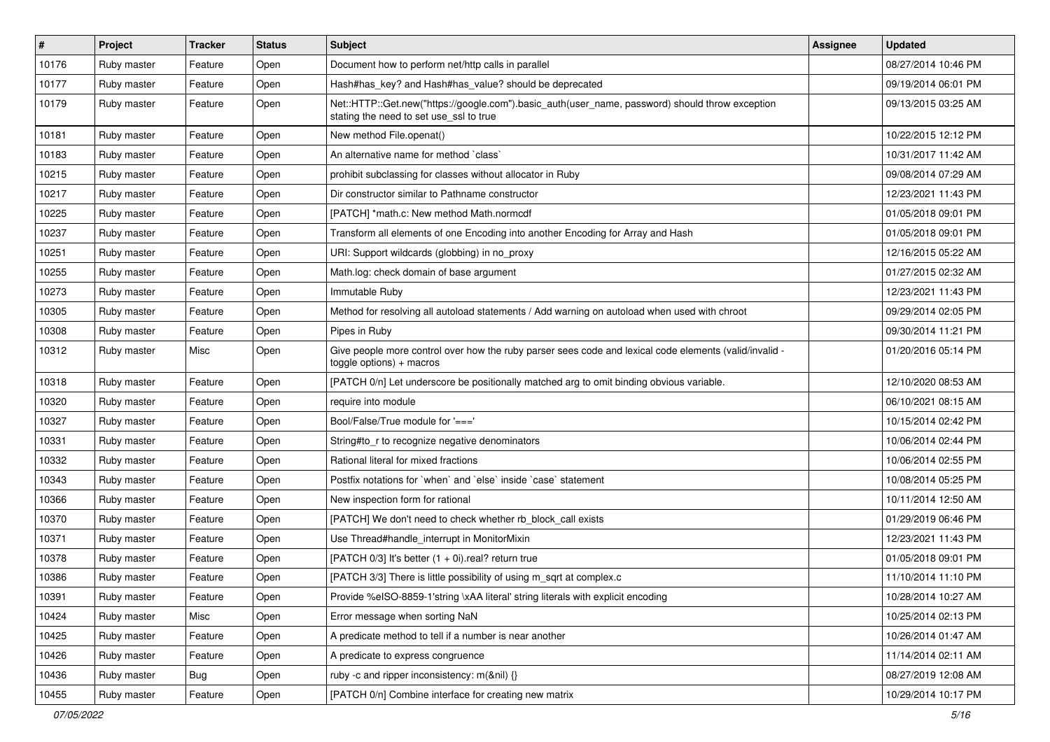| # | Project | Tracker | Status | Subject | Assignee | Updated |
| --- | --- | --- | --- | --- | --- | --- |
| 10176 | Ruby master | Feature | Open | Document how to perform net/http calls in parallel | | 08/27/2014 10:46 PM |
| 10177 | Ruby master | Feature | Open | Hash#has_key? and Hash#has_value? should be deprecated | | 09/19/2014 06:01 PM |
| 10179 | Ruby master | Feature | Open | Net::HTTP::Get.new("https://google.com").basic_auth(user_name, password) should throw exception stating the need to set use_ssl to true | | 09/13/2015 03:25 AM |
| 10181 | Ruby master | Feature | Open | New method File.openat() | | 10/22/2015 12:12 PM |
| 10183 | Ruby master | Feature | Open | An alternative name for method `class` | | 10/31/2017 11:42 AM |
| 10215 | Ruby master | Feature | Open | prohibit subclassing for classes without allocator in Ruby | | 09/08/2014 07:29 AM |
| 10217 | Ruby master | Feature | Open | Dir constructor similar to Pathname constructor | | 12/23/2021 11:43 PM |
| 10225 | Ruby master | Feature | Open | [PATCH] *math.c: New method Math.normcdf | | 01/05/2018 09:01 PM |
| 10237 | Ruby master | Feature | Open | Transform all elements of one Encoding into another Encoding for Array and Hash | | 01/05/2018 09:01 PM |
| 10251 | Ruby master | Feature | Open | URI: Support wildcards (globbing) in no_proxy | | 12/16/2015 05:22 AM |
| 10255 | Ruby master | Feature | Open | Math.log: check domain of base argument | | 01/27/2015 02:32 AM |
| 10273 | Ruby master | Feature | Open | Immutable Ruby | | 12/23/2021 11:43 PM |
| 10305 | Ruby master | Feature | Open | Method for resolving all autoload statements / Add warning on autoload when used with chroot | | 09/29/2014 02:05 PM |
| 10308 | Ruby master | Feature | Open | Pipes in Ruby | | 09/30/2014 11:21 PM |
| 10312 | Ruby master | Misc | Open | Give people more control over how the ruby parser sees code and lexical code elements (valid/invalid - toggle options) + macros | | 01/20/2016 05:14 PM |
| 10318 | Ruby master | Feature | Open | [PATCH 0/n] Let underscore be positionally matched arg to omit binding obvious variable. | | 12/10/2020 08:53 AM |
| 10320 | Ruby master | Feature | Open | require into module | | 06/10/2021 08:15 AM |
| 10327 | Ruby master | Feature | Open | Bool/False/True module for '===' | | 10/15/2014 02:42 PM |
| 10331 | Ruby master | Feature | Open | String#to_r to recognize negative denominators | | 10/06/2014 02:44 PM |
| 10332 | Ruby master | Feature | Open | Rational literal for mixed fractions | | 10/06/2014 02:55 PM |
| 10343 | Ruby master | Feature | Open | Postfix notations for `when` and `else` inside `case` statement | | 10/08/2014 05:25 PM |
| 10366 | Ruby master | Feature | Open | New inspection form for rational | | 10/11/2014 12:50 AM |
| 10370 | Ruby master | Feature | Open | [PATCH] We don't need to check whether rb_block_call exists | | 01/29/2019 06:46 PM |
| 10371 | Ruby master | Feature | Open | Use Thread#handle_interrupt in MonitorMixin | | 12/23/2021 11:43 PM |
| 10378 | Ruby master | Feature | Open | [PATCH 0/3] It's better (1 + 0i).real? return true | | 01/05/2018 09:01 PM |
| 10386 | Ruby master | Feature | Open | [PATCH 3/3] There is little possibility of using m_sqrt at complex.c | | 11/10/2014 11:10 PM |
| 10391 | Ruby master | Feature | Open | Provide %eISO-8859-1'string \xAA literal' string literals with explicit encoding | | 10/28/2014 10:27 AM |
| 10424 | Ruby master | Misc | Open | Error message when sorting NaN | | 10/25/2014 02:13 PM |
| 10425 | Ruby master | Feature | Open | A predicate method to tell if a number is near another | | 10/26/2014 01:47 AM |
| 10426 | Ruby master | Feature | Open | A predicate to express congruence | | 11/14/2014 02:11 AM |
| 10436 | Ruby master | Bug | Open | ruby -c and ripper inconsistency: m(&nil) {} | | 08/27/2019 12:08 AM |
| 10455 | Ruby master | Feature | Open | [PATCH 0/n] Combine interface for creating new matrix | | 10/29/2014 10:17 PM |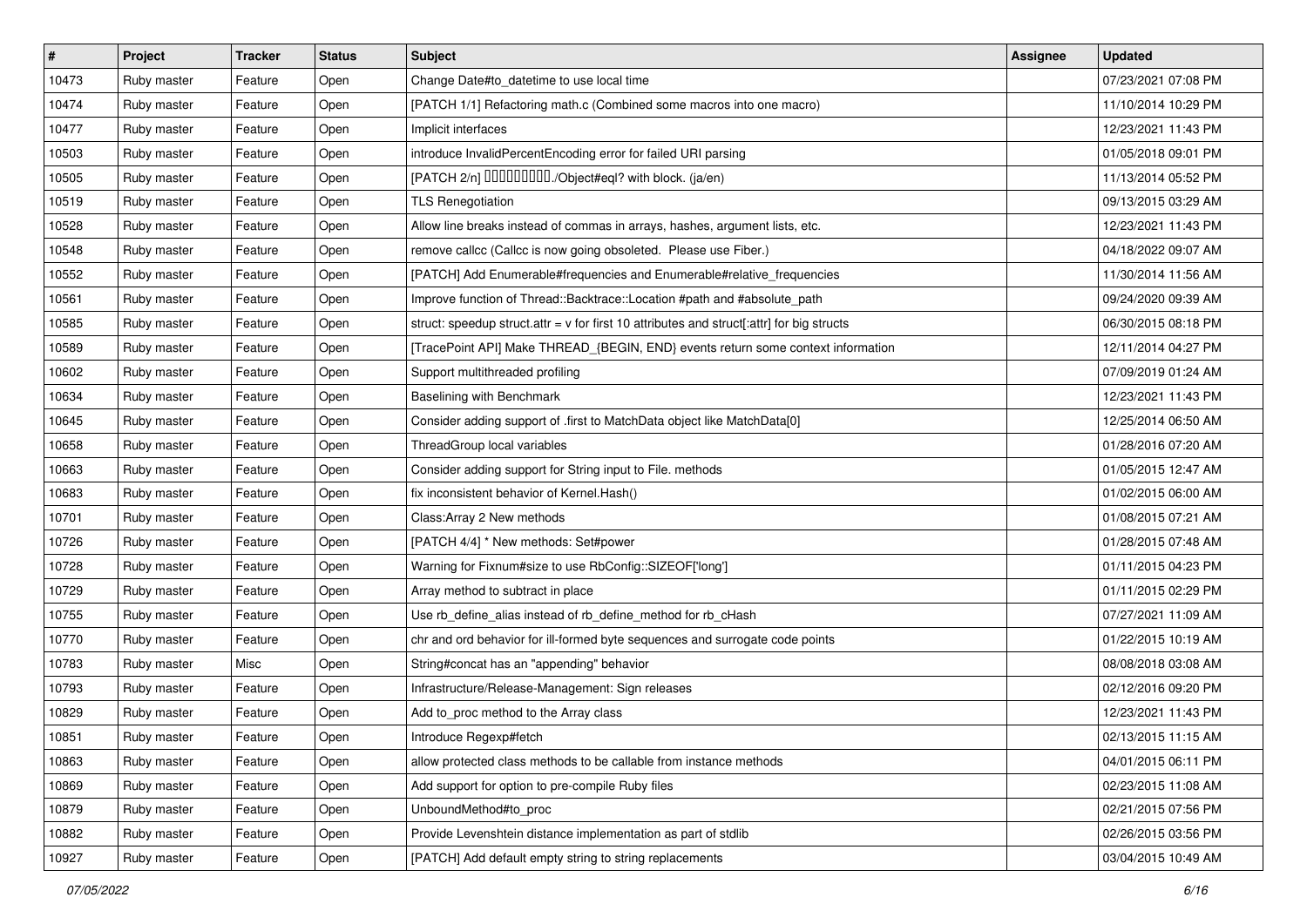| # | Project | Tracker | Status | Subject | Assignee | Updated |
| --- | --- | --- | --- | --- | --- | --- |
| 10473 | Ruby master | Feature | Open | Change Date#to_datetime to use local time | | 07/23/2021 07:08 PM |
| 10474 | Ruby master | Feature | Open | [PATCH 1/1] Refactoring math.c (Combined some macros into one macro) | | 11/10/2014 10:29 PM |
| 10477 | Ruby master | Feature | Open | Implicit interfaces | | 12/23/2021 11:43 PM |
| 10503 | Ruby master | Feature | Open | introduce InvalidPercentEncoding error for failed URI parsing | | 01/05/2018 09:01 PM |
| 10505 | Ruby master | Feature | Open | [PATCH 2/n] □□□□□□□□□./Object#eql? with block. (ja/en) | | 11/13/2014 05:52 PM |
| 10519 | Ruby master | Feature | Open | TLS Renegotiation | | 09/13/2015 03:29 AM |
| 10528 | Ruby master | Feature | Open | Allow line breaks instead of commas in arrays, hashes, argument lists, etc. | | 12/23/2021 11:43 PM |
| 10548 | Ruby master | Feature | Open | remove callcc (Callcc is now going obsoleted. Please use Fiber.) | | 04/18/2022 09:07 AM |
| 10552 | Ruby master | Feature | Open | [PATCH] Add Enumerable#frequencies and Enumerable#relative_frequencies | | 11/30/2014 11:56 AM |
| 10561 | Ruby master | Feature | Open | Improve function of Thread::Backtrace::Location #path and #absolute_path | | 09/24/2020 09:39 AM |
| 10585 | Ruby master | Feature | Open | struct: speedup struct.attr = v for first 10 attributes and struct[:attr] for big structs | | 06/30/2015 08:18 PM |
| 10589 | Ruby master | Feature | Open | [TracePoint API] Make THREAD_{BEGIN, END} events return some context information | | 12/11/2014 04:27 PM |
| 10602 | Ruby master | Feature | Open | Support multithreaded profiling | | 07/09/2019 01:24 AM |
| 10634 | Ruby master | Feature | Open | Baselining with Benchmark | | 12/23/2021 11:43 PM |
| 10645 | Ruby master | Feature | Open | Consider adding support of .first to MatchData object like MatchData[0] | | 12/25/2014 06:50 AM |
| 10658 | Ruby master | Feature | Open | ThreadGroup local variables | | 01/28/2016 07:20 AM |
| 10663 | Ruby master | Feature | Open | Consider adding support for String input to File. methods | | 01/05/2015 12:47 AM |
| 10683 | Ruby master | Feature | Open | fix inconsistent behavior of Kernel.Hash() | | 01/02/2015 06:00 AM |
| 10701 | Ruby master | Feature | Open | Class:Array 2 New methods | | 01/08/2015 07:21 AM |
| 10726 | Ruby master | Feature | Open | [PATCH 4/4] * New methods: Set#power | | 01/28/2015 07:48 AM |
| 10728 | Ruby master | Feature | Open | Warning for Fixnum#size to use RbConfig::SIZEOF['long'] | | 01/11/2015 04:23 PM |
| 10729 | Ruby master | Feature | Open | Array method to subtract in place | | 01/11/2015 02:29 PM |
| 10755 | Ruby master | Feature | Open | Use rb_define_alias instead of rb_define_method for rb_cHash | | 07/27/2021 11:09 AM |
| 10770 | Ruby master | Feature | Open | chr and ord behavior for ill-formed byte sequences and surrogate code points | | 01/22/2015 10:19 AM |
| 10783 | Ruby master | Misc | Open | String#concat has an "appending" behavior | | 08/08/2018 03:08 AM |
| 10793 | Ruby master | Feature | Open | Infrastructure/Release-Management: Sign releases | | 02/12/2016 09:20 PM |
| 10829 | Ruby master | Feature | Open | Add to_proc method to the Array class | | 12/23/2021 11:43 PM |
| 10851 | Ruby master | Feature | Open | Introduce Regexp#fetch | | 02/13/2015 11:15 AM |
| 10863 | Ruby master | Feature | Open | allow protected class methods to be callable from instance methods | | 04/01/2015 06:11 PM |
| 10869 | Ruby master | Feature | Open | Add support for option to pre-compile Ruby files | | 02/23/2015 11:08 AM |
| 10879 | Ruby master | Feature | Open | UnboundMethod#to_proc | | 02/21/2015 07:56 PM |
| 10882 | Ruby master | Feature | Open | Provide Levenshtein distance implementation as part of stdlib | | 02/26/2015 03:56 PM |
| 10927 | Ruby master | Feature | Open | [PATCH] Add default empty string to string replacements | | 03/04/2015 10:49 AM |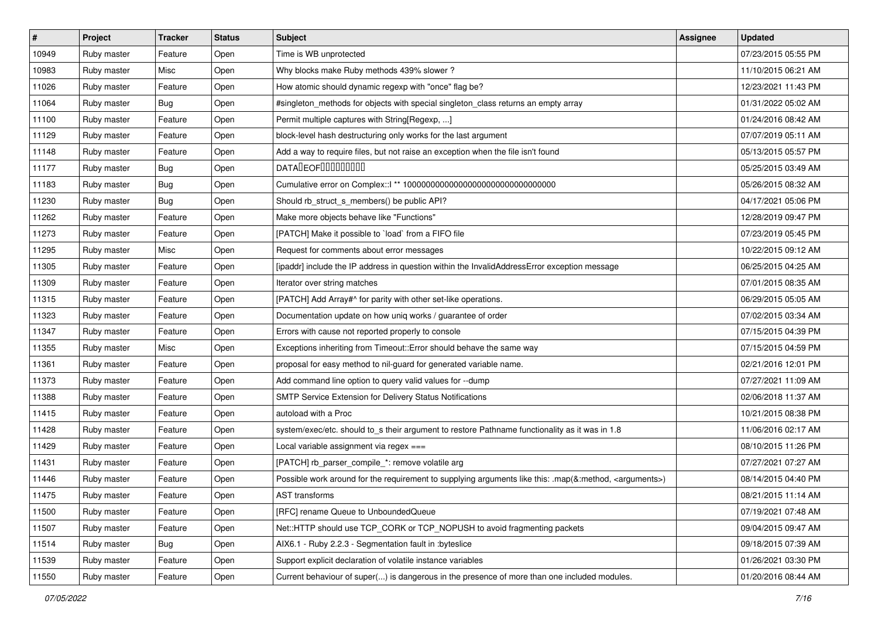| # | Project | Tracker | Status | Subject | Assignee | Updated |
|---|---|---|---|---|---|---|
| 10949 | Ruby master | Feature | Open | Time is WB unprotected | | 07/23/2015 05:55 PM |
| 10983 | Ruby master | Misc | Open | Why blocks make Ruby methods 439% slower ? | | 11/10/2015 06:21 AM |
| 11026 | Ruby master | Feature | Open | How atomic should dynamic regexp with "once" flag be? | | 12/23/2021 11:43 PM |
| 11064 | Ruby master | Bug | Open | #singleton_methods for objects with special singleton_class returns an empty array | | 01/31/2022 05:02 AM |
| 11100 | Ruby master | Feature | Open | Permit multiple captures with String[Regexp, ...] | | 01/24/2016 08:42 AM |
| 11129 | Ruby master | Feature | Open | block-level hash destructuring only works for the last argument | | 07/07/2019 05:11 AM |
| 11148 | Ruby master | Feature | Open | Add a way to require files, but not raise an exception when the file isn't found | | 05/13/2015 05:57 PM |
| 11177 | Ruby master | Bug | Open | DATA�EOF���������� | | 05/25/2015 03:49 AM |
| 11183 | Ruby master | Bug | Open | Cumulative error on Complex::I ** 100000000000000000000000000000000 | | 05/26/2015 08:32 AM |
| 11230 | Ruby master | Bug | Open | Should rb_struct_s_members() be public API? | | 04/17/2021 05:06 PM |
| 11262 | Ruby master | Feature | Open | Make more objects behave like "Functions" | | 12/28/2019 09:47 PM |
| 11273 | Ruby master | Feature | Open | [PATCH] Make it possible to `load` from a FIFO file | | 07/23/2019 05:45 PM |
| 11295 | Ruby master | Misc | Open | Request for comments about error messages | | 10/22/2015 09:12 AM |
| 11305 | Ruby master | Feature | Open | [ipaddr] include the IP address in question within the InvalidAddressError exception message | | 06/25/2015 04:25 AM |
| 11309 | Ruby master | Feature | Open | Iterator over string matches | | 07/01/2015 08:35 AM |
| 11315 | Ruby master | Feature | Open | [PATCH] Add Array#^ for parity with other set-like operations. | | 06/29/2015 05:05 AM |
| 11323 | Ruby master | Feature | Open | Documentation update on how uniq works / guarantee of order | | 07/02/2015 03:34 AM |
| 11347 | Ruby master | Feature | Open | Errors with cause not reported properly to console | | 07/15/2015 04:39 PM |
| 11355 | Ruby master | Misc | Open | Exceptions inheriting from Timeout::Error should behave the same way | | 07/15/2015 04:59 PM |
| 11361 | Ruby master | Feature | Open | proposal for easy method to nil-guard for generated variable name. | | 02/21/2016 12:01 PM |
| 11373 | Ruby master | Feature | Open | Add command line option to query valid values for --dump | | 07/27/2021 11:09 AM |
| 11388 | Ruby master | Feature | Open | SMTP Service Extension for Delivery Status Notifications | | 02/06/2018 11:37 AM |
| 11415 | Ruby master | Feature | Open | autoload with a Proc | | 10/21/2015 08:38 PM |
| 11428 | Ruby master | Feature | Open | system/exec/etc. should to_s their argument to restore Pathname functionality as it was in 1.8 | | 11/06/2016 02:17 AM |
| 11429 | Ruby master | Feature | Open | Local variable assignment via regex === | | 08/10/2015 11:26 PM |
| 11431 | Ruby master | Feature | Open | [PATCH] rb_parser_compile_*: remove volatile arg | | 07/27/2021 07:27 AM |
| 11446 | Ruby master | Feature | Open | Possible work around for the requirement to supplying arguments like this: .map(&:method, <arguments>) | | 08/14/2015 04:40 PM |
| 11475 | Ruby master | Feature | Open | AST transforms | | 08/21/2015 11:14 AM |
| 11500 | Ruby master | Feature | Open | [RFC] rename Queue to UnboundedQueue | | 07/19/2021 07:48 AM |
| 11507 | Ruby master | Feature | Open | Net::HTTP should use TCP_CORK or TCP_NOPUSH to avoid fragmenting packets | | 09/04/2015 09:47 AM |
| 11514 | Ruby master | Bug | Open | AIX6.1 - Ruby 2.2.3 - Segmentation fault in :byteslice | | 09/18/2015 07:39 AM |
| 11539 | Ruby master | Feature | Open | Support explicit declaration of volatile instance variables | | 01/26/2021 03:30 PM |
| 11550 | Ruby master | Feature | Open | Current behaviour of super(...) is dangerous in the presence of more than one included modules. | | 01/20/2016 08:44 AM |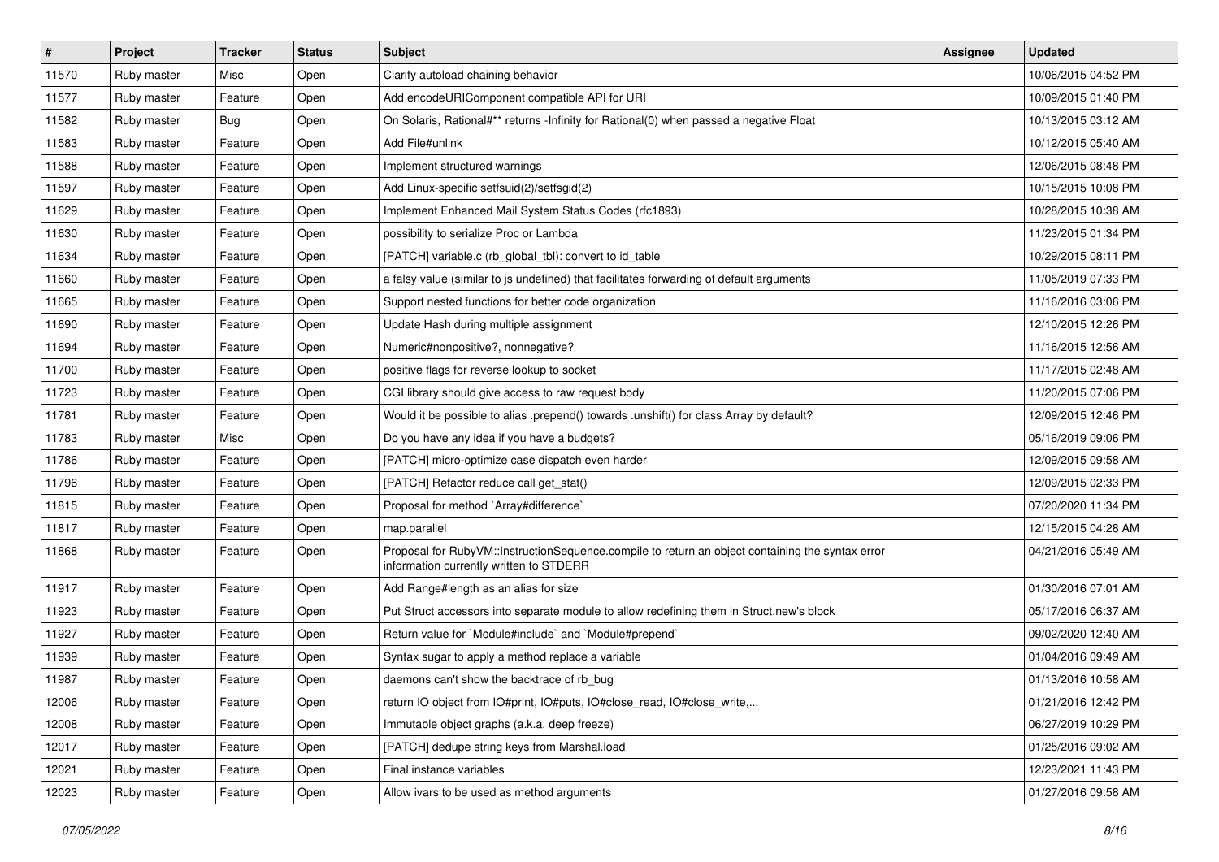| # | Project | Tracker | Status | Subject | Assignee | Updated |
|---|---|---|---|---|---|---|
| 11570 | Ruby master | Misc | Open | Clarify autoload chaining behavior | | 10/06/2015 04:52 PM |
| 11577 | Ruby master | Feature | Open | Add encodeURIComponent compatible API for URI | | 10/09/2015 01:40 PM |
| 11582 | Ruby master | Bug | Open | On Solaris, Rational#** returns -Infinity for Rational(0) when passed a negative Float | | 10/13/2015 03:12 AM |
| 11583 | Ruby master | Feature | Open | Add File#unlink | | 10/12/2015 05:40 AM |
| 11588 | Ruby master | Feature | Open | Implement structured warnings | | 12/06/2015 08:48 PM |
| 11597 | Ruby master | Feature | Open | Add Linux-specific setfsuid(2)/setfsgid(2) | | 10/15/2015 10:08 PM |
| 11629 | Ruby master | Feature | Open | Implement Enhanced Mail System Status Codes (rfc1893) | | 10/28/2015 10:38 AM |
| 11630 | Ruby master | Feature | Open | possibility to serialize Proc or Lambda | | 11/23/2015 01:34 PM |
| 11634 | Ruby master | Feature | Open | [PATCH] variable.c (rb_global_tbl): convert to id_table | | 10/29/2015 08:11 PM |
| 11660 | Ruby master | Feature | Open | a falsy value (similar to js undefined) that facilitates forwarding of default arguments | | 11/05/2019 07:33 PM |
| 11665 | Ruby master | Feature | Open | Support nested functions for better code organization | | 11/16/2016 03:06 PM |
| 11690 | Ruby master | Feature | Open | Update Hash during multiple assignment | | 12/10/2015 12:26 PM |
| 11694 | Ruby master | Feature | Open | Numeric#nonpositive?, nonnegative? | | 11/16/2015 12:56 AM |
| 11700 | Ruby master | Feature | Open | positive flags for reverse lookup to socket | | 11/17/2015 02:48 AM |
| 11723 | Ruby master | Feature | Open | CGI library should give access to raw request body | | 11/20/2015 07:06 PM |
| 11781 | Ruby master | Feature | Open | Would it be possible to alias .prepend() towards .unshift() for class Array by default? | | 12/09/2015 12:46 PM |
| 11783 | Ruby master | Misc | Open | Do you have any idea if you have a budgets? | | 05/16/2019 09:06 PM |
| 11786 | Ruby master | Feature | Open | [PATCH] micro-optimize case dispatch even harder | | 12/09/2015 09:58 AM |
| 11796 | Ruby master | Feature | Open | [PATCH] Refactor reduce call get_stat() | | 12/09/2015 02:33 PM |
| 11815 | Ruby master | Feature | Open | Proposal for method `Array#difference` | | 07/20/2020 11:34 PM |
| 11817 | Ruby master | Feature | Open | map.parallel | | 12/15/2015 04:28 AM |
| 11868 | Ruby master | Feature | Open | Proposal for RubyVM::InstructionSequence.compile to return an object containing the syntax error information currently written to STDERR | | 04/21/2016 05:49 AM |
| 11917 | Ruby master | Feature | Open | Add Range#length as an alias for size | | 01/30/2016 07:01 AM |
| 11923 | Ruby master | Feature | Open | Put Struct accessors into separate module to allow redefining them in Struct.new's block | | 05/17/2016 06:37 AM |
| 11927 | Ruby master | Feature | Open | Return value for `Module#include` and `Module#prepend` | | 09/02/2020 12:40 AM |
| 11939 | Ruby master | Feature | Open | Syntax sugar to apply a method replace a variable | | 01/04/2016 09:49 AM |
| 11987 | Ruby master | Feature | Open | daemons can't show the backtrace of rb_bug | | 01/13/2016 10:58 AM |
| 12006 | Ruby master | Feature | Open | return IO object from IO#print, IO#puts, IO#close_read, IO#close_write,... | | 01/21/2016 12:42 PM |
| 12008 | Ruby master | Feature | Open | Immutable object graphs (a.k.a. deep freeze) | | 06/27/2019 10:29 PM |
| 12017 | Ruby master | Feature | Open | [PATCH] dedupe string keys from Marshal.load | | 01/25/2016 09:02 AM |
| 12021 | Ruby master | Feature | Open | Final instance variables | | 12/23/2021 11:43 PM |
| 12023 | Ruby master | Feature | Open | Allow ivars to be used as method arguments | | 01/27/2016 09:58 AM |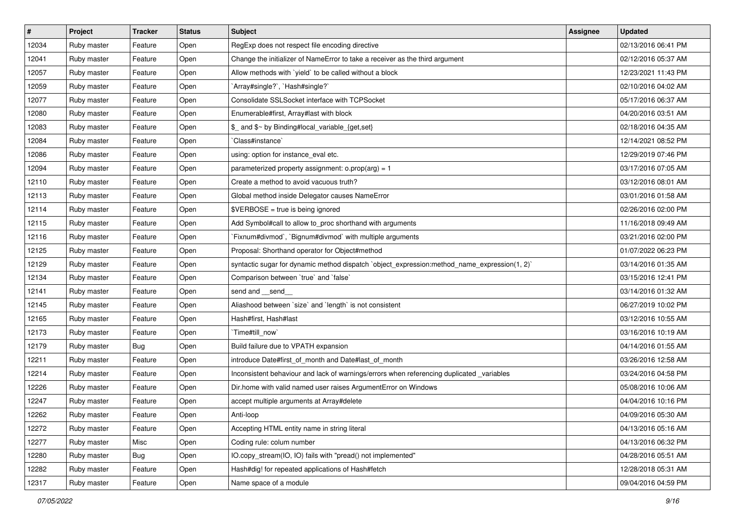| # | Project | Tracker | Status | Subject | Assignee | Updated |
|---|---|---|---|---|---|---|
| 12034 | Ruby master | Feature | Open | RegExp does not respect file encoding directive | | 02/13/2016 06:41 PM |
| 12041 | Ruby master | Feature | Open | Change the initializer of NameError to take a receiver as the third argument | | 02/12/2016 05:37 AM |
| 12057 | Ruby master | Feature | Open | Allow methods with `yield` to be called without a block | | 12/23/2021 11:43 PM |
| 12059 | Ruby master | Feature | Open | `Array#single?`, `Hash#single?` | | 02/10/2016 04:02 AM |
| 12077 | Ruby master | Feature | Open | Consolidate SSLSocket interface with TCPSocket | | 05/17/2016 06:37 AM |
| 12080 | Ruby master | Feature | Open | Enumerable#first, Array#last with block | | 04/20/2016 03:51 AM |
| 12083 | Ruby master | Feature | Open | $_ and $~ by Binding#local_variable_{get,set} | | 02/18/2016 04:35 AM |
| 12084 | Ruby master | Feature | Open | `Class#instance` | | 12/14/2021 08:52 PM |
| 12086 | Ruby master | Feature | Open | using: option for instance_eval etc. | | 12/29/2019 07:46 PM |
| 12094 | Ruby master | Feature | Open | parameterized property assignment: o.prop(arg) = 1 | | 03/17/2016 07:05 AM |
| 12110 | Ruby master | Feature | Open | Create a method to avoid vacuous truth? | | 03/12/2016 08:01 AM |
| 12113 | Ruby master | Feature | Open | Global method inside Delegator causes NameError | | 03/01/2016 01:58 AM |
| 12114 | Ruby master | Feature | Open | $VERBOSE = true is being ignored | | 02/26/2016 02:00 PM |
| 12115 | Ruby master | Feature | Open | Add Symbol#call to allow to_proc shorthand with arguments | | 11/16/2018 09:49 AM |
| 12116 | Ruby master | Feature | Open | `Fixnum#divmod`, `Bignum#divmod` with multiple arguments | | 03/21/2016 02:00 PM |
| 12125 | Ruby master | Feature | Open | Proposal: Shorthand operator for Object#method | | 01/07/2022 06:23 PM |
| 12129 | Ruby master | Feature | Open | syntactic sugar for dynamic method dispatch `object_expression:method_name_expression(1, 2)` | | 03/14/2016 01:35 AM |
| 12134 | Ruby master | Feature | Open | Comparison between `true` and `false` | | 03/15/2016 12:41 PM |
| 12141 | Ruby master | Feature | Open | send and __send__ | | 03/14/2016 01:32 AM |
| 12145 | Ruby master | Feature | Open | Aliashood between `size` and `length` is not consistent | | 06/27/2019 10:02 PM |
| 12165 | Ruby master | Feature | Open | Hash#first, Hash#last | | 03/12/2016 10:55 AM |
| 12173 | Ruby master | Feature | Open | `Time#till_now` | | 03/16/2016 10:19 AM |
| 12179 | Ruby master | Bug | Open | Build failure due to VPATH expansion | | 04/14/2016 01:55 AM |
| 12211 | Ruby master | Feature | Open | introduce Date#first_of_month and Date#last_of_month | | 03/26/2016 12:58 AM |
| 12214 | Ruby master | Feature | Open | Inconsistent behaviour and lack of warnings/errors when referencing duplicated _variables | | 03/24/2016 04:58 PM |
| 12226 | Ruby master | Feature | Open | Dir.home with valid named user raises ArgumentError on Windows | | 05/08/2016 10:06 AM |
| 12247 | Ruby master | Feature | Open | accept multiple arguments at Array#delete | | 04/04/2016 10:16 PM |
| 12262 | Ruby master | Feature | Open | Anti-loop | | 04/09/2016 05:30 AM |
| 12272 | Ruby master | Feature | Open | Accepting HTML entity name in string literal | | 04/13/2016 05:16 AM |
| 12277 | Ruby master | Misc | Open | Coding rule: colum number | | 04/13/2016 06:32 PM |
| 12280 | Ruby master | Bug | Open | IO.copy_stream(IO, IO) fails with "pread() not implemented" | | 04/28/2016 05:51 AM |
| 12282 | Ruby master | Feature | Open | Hash#dig! for repeated applications of Hash#fetch | | 12/28/2018 05:31 AM |
| 12317 | Ruby master | Feature | Open | Name space of a module | | 09/04/2016 04:59 PM |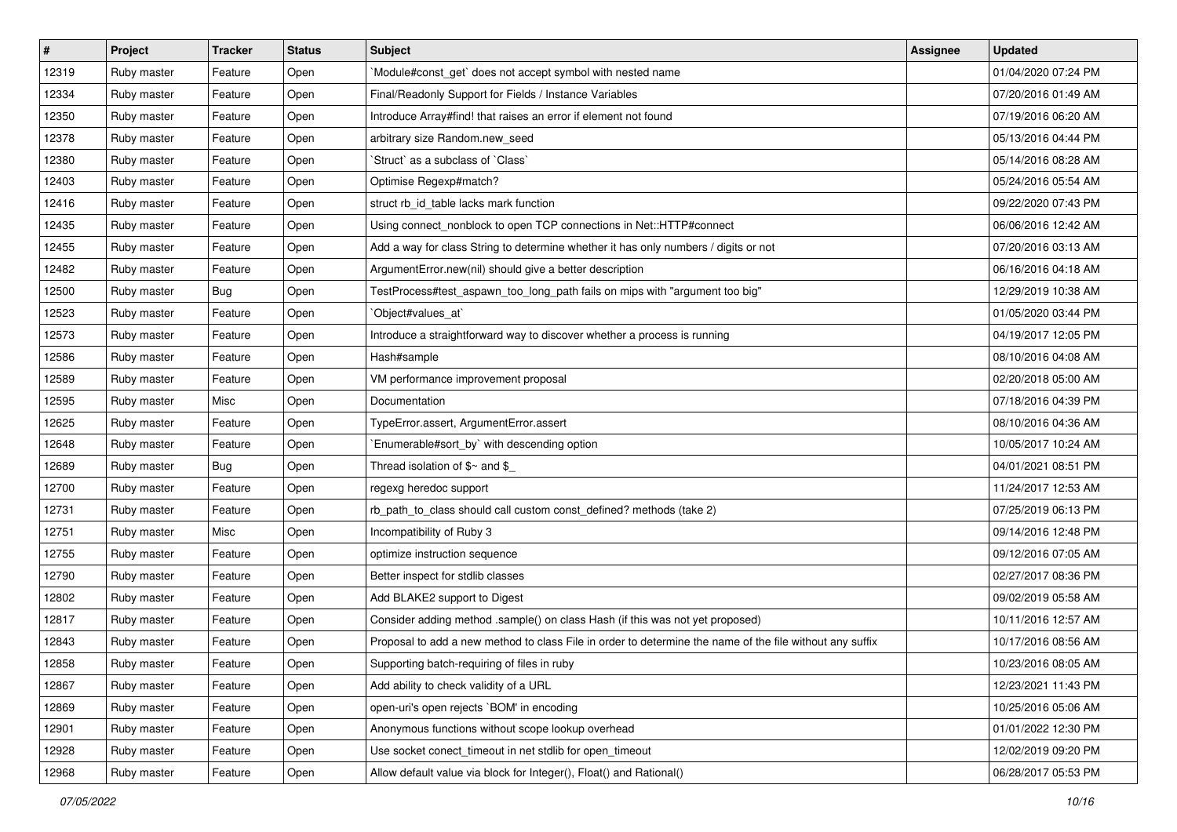| # | Project | Tracker | Status | Subject | Assignee | Updated |
|---|---|---|---|---|---|---|
| 12319 | Ruby master | Feature | Open | `Module#const_get` does not accept symbol with nested name | | 01/04/2020 07:24 PM |
| 12334 | Ruby master | Feature | Open | Final/Readonly Support for Fields / Instance Variables | | 07/20/2016 01:49 AM |
| 12350 | Ruby master | Feature | Open | Introduce Array#find! that raises an error if element not found | | 07/19/2016 06:20 AM |
| 12378 | Ruby master | Feature | Open | arbitrary size Random.new_seed | | 05/13/2016 04:44 PM |
| 12380 | Ruby master | Feature | Open | `Struct` as a subclass of `Class` | | 05/14/2016 08:28 AM |
| 12403 | Ruby master | Feature | Open | Optimise Regexp#match? | | 05/24/2016 05:54 AM |
| 12416 | Ruby master | Feature | Open | struct rb_id_table lacks mark function | | 09/22/2020 07:43 PM |
| 12435 | Ruby master | Feature | Open | Using connect_nonblock to open TCP connections in Net::HTTP#connect | | 06/06/2016 12:42 AM |
| 12455 | Ruby master | Feature | Open | Add a way for class String to determine whether it has only numbers / digits or not | | 07/20/2016 03:13 AM |
| 12482 | Ruby master | Feature | Open | ArgumentError.new(nil) should give a better description | | 06/16/2016 04:18 AM |
| 12500 | Ruby master | Bug | Open | TestProcess#test_aspawn_too_long_path fails on mips with "argument too big" | | 12/29/2019 10:38 AM |
| 12523 | Ruby master | Feature | Open | `Object#values_at` | | 01/05/2020 03:44 PM |
| 12573 | Ruby master | Feature | Open | Introduce a straightforward way to discover whether a process is running | | 04/19/2017 12:05 PM |
| 12586 | Ruby master | Feature | Open | Hash#sample | | 08/10/2016 04:08 AM |
| 12589 | Ruby master | Feature | Open | VM performance improvement proposal | | 02/20/2018 05:00 AM |
| 12595 | Ruby master | Misc | Open | Documentation | | 07/18/2016 04:39 PM |
| 12625 | Ruby master | Feature | Open | TypeError.assert, ArgumentError.assert | | 08/10/2016 04:36 AM |
| 12648 | Ruby master | Feature | Open | `Enumerable#sort_by` with descending option | | 10/05/2017 10:24 AM |
| 12689 | Ruby master | Bug | Open | Thread isolation of $~ and $_ | | 04/01/2021 08:51 PM |
| 12700 | Ruby master | Feature | Open | regexg heredoc support | | 11/24/2017 12:53 AM |
| 12731 | Ruby master | Feature | Open | rb_path_to_class should call custom const_defined? methods (take 2) | | 07/25/2019 06:13 PM |
| 12751 | Ruby master | Misc | Open | Incompatibility of Ruby 3 | | 09/14/2016 12:48 PM |
| 12755 | Ruby master | Feature | Open | optimize instruction sequence | | 09/12/2016 07:05 AM |
| 12790 | Ruby master | Feature | Open | Better inspect for stdlib classes | | 02/27/2017 08:36 PM |
| 12802 | Ruby master | Feature | Open | Add BLAKE2 support to Digest | | 09/02/2019 05:58 AM |
| 12817 | Ruby master | Feature | Open | Consider adding method .sample() on class Hash (if this was not yet proposed) | | 10/11/2016 12:57 AM |
| 12843 | Ruby master | Feature | Open | Proposal to add a new method to class File in order to determine the name of the file without any suffix | | 10/17/2016 08:56 AM |
| 12858 | Ruby master | Feature | Open | Supporting batch-requiring of files in ruby | | 10/23/2016 08:05 AM |
| 12867 | Ruby master | Feature | Open | Add ability to check validity of a URL | | 12/23/2021 11:43 PM |
| 12869 | Ruby master | Feature | Open | open-uri's open rejects `BOM' in encoding | | 10/25/2016 05:06 AM |
| 12901 | Ruby master | Feature | Open | Anonymous functions without scope lookup overhead | | 01/01/2022 12:30 PM |
| 12928 | Ruby master | Feature | Open | Use socket conect_timeout in net stdlib for open_timeout | | 12/02/2019 09:20 PM |
| 12968 | Ruby master | Feature | Open | Allow default value via block for Integer(), Float() and Rational() | | 06/28/2017 05:53 PM |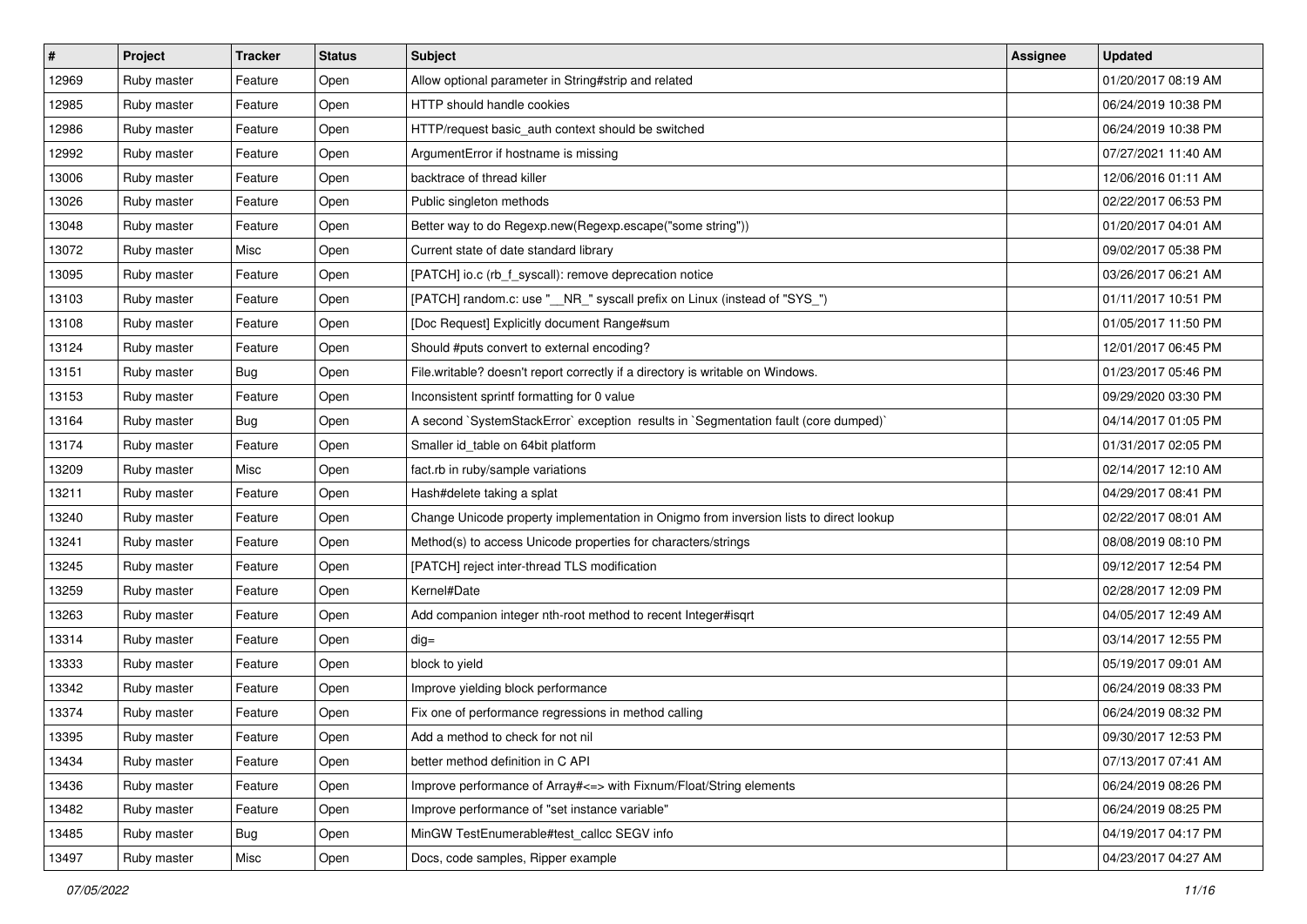| # | Project | Tracker | Status | Subject | Assignee | Updated |
| --- | --- | --- | --- | --- | --- | --- |
| 12969 | Ruby master | Feature | Open | Allow optional parameter in String#strip and related | | 01/20/2017 08:19 AM |
| 12985 | Ruby master | Feature | Open | HTTP should handle cookies | | 06/24/2019 10:38 PM |
| 12986 | Ruby master | Feature | Open | HTTP/request basic_auth context should be switched | | 06/24/2019 10:38 PM |
| 12992 | Ruby master | Feature | Open | ArgumentError if hostname is missing | | 07/27/2021 11:40 AM |
| 13006 | Ruby master | Feature | Open | backtrace of thread killer | | 12/06/2016 01:11 AM |
| 13026 | Ruby master | Feature | Open | Public singleton methods | | 02/22/2017 06:53 PM |
| 13048 | Ruby master | Feature | Open | Better way to do Regexp.new(Regexp.escape("some string")) | | 01/20/2017 04:01 AM |
| 13072 | Ruby master | Misc | Open | Current state of date standard library | | 09/02/2017 05:38 PM |
| 13095 | Ruby master | Feature | Open | [PATCH] io.c (rb_f_syscall): remove deprecation notice | | 03/26/2017 06:21 AM |
| 13103 | Ruby master | Feature | Open | [PATCH] random.c: use "__NR_" syscall prefix on Linux (instead of "SYS_") | | 01/11/2017 10:51 PM |
| 13108 | Ruby master | Feature | Open | [Doc Request] Explicitly document Range#sum | | 01/05/2017 11:50 PM |
| 13124 | Ruby master | Feature | Open | Should #puts convert to external encoding? | | 12/01/2017 06:45 PM |
| 13151 | Ruby master | Bug | Open | File.writable? doesn't report correctly if a directory is writable on Windows. | | 01/23/2017 05:46 PM |
| 13153 | Ruby master | Feature | Open | Inconsistent sprintf formatting for 0 value | | 09/29/2020 03:30 PM |
| 13164 | Ruby master | Bug | Open | A second `SystemStackError` exception results in `Segmentation fault (core dumped)` | | 04/14/2017 01:05 PM |
| 13174 | Ruby master | Feature | Open | Smaller id_table on 64bit platform | | 01/31/2017 02:05 PM |
| 13209 | Ruby master | Misc | Open | fact.rb in ruby/sample variations | | 02/14/2017 12:10 AM |
| 13211 | Ruby master | Feature | Open | Hash#delete taking a splat | | 04/29/2017 08:41 PM |
| 13240 | Ruby master | Feature | Open | Change Unicode property implementation in Onigmo from inversion lists to direct lookup | | 02/22/2017 08:01 AM |
| 13241 | Ruby master | Feature | Open | Method(s) to access Unicode properties for characters/strings | | 08/08/2019 08:10 PM |
| 13245 | Ruby master | Feature | Open | [PATCH] reject inter-thread TLS modification | | 09/12/2017 12:54 PM |
| 13259 | Ruby master | Feature | Open | Kernel#Date | | 02/28/2017 12:09 PM |
| 13263 | Ruby master | Feature | Open | Add companion integer nth-root method to recent Integer#isqrt | | 04/05/2017 12:49 AM |
| 13314 | Ruby master | Feature | Open | dig= | | 03/14/2017 12:55 PM |
| 13333 | Ruby master | Feature | Open | block to yield | | 05/19/2017 09:01 AM |
| 13342 | Ruby master | Feature | Open | Improve yielding block performance | | 06/24/2019 08:33 PM |
| 13374 | Ruby master | Feature | Open | Fix one of performance regressions in method calling | | 06/24/2019 08:32 PM |
| 13395 | Ruby master | Feature | Open | Add a method to check for not nil | | 09/30/2017 12:53 PM |
| 13434 | Ruby master | Feature | Open | better method definition in C API | | 07/13/2017 07:41 AM |
| 13436 | Ruby master | Feature | Open | Improve performance of Array#<=> with Fixnum/Float/String elements | | 06/24/2019 08:26 PM |
| 13482 | Ruby master | Feature | Open | Improve performance of "set instance variable" | | 06/24/2019 08:25 PM |
| 13485 | Ruby master | Bug | Open | MinGW TestEnumerable#test_callcc SEGV info | | 04/19/2017 04:17 PM |
| 13497 | Ruby master | Misc | Open | Docs, code samples, Ripper example | | 04/23/2017 04:27 AM |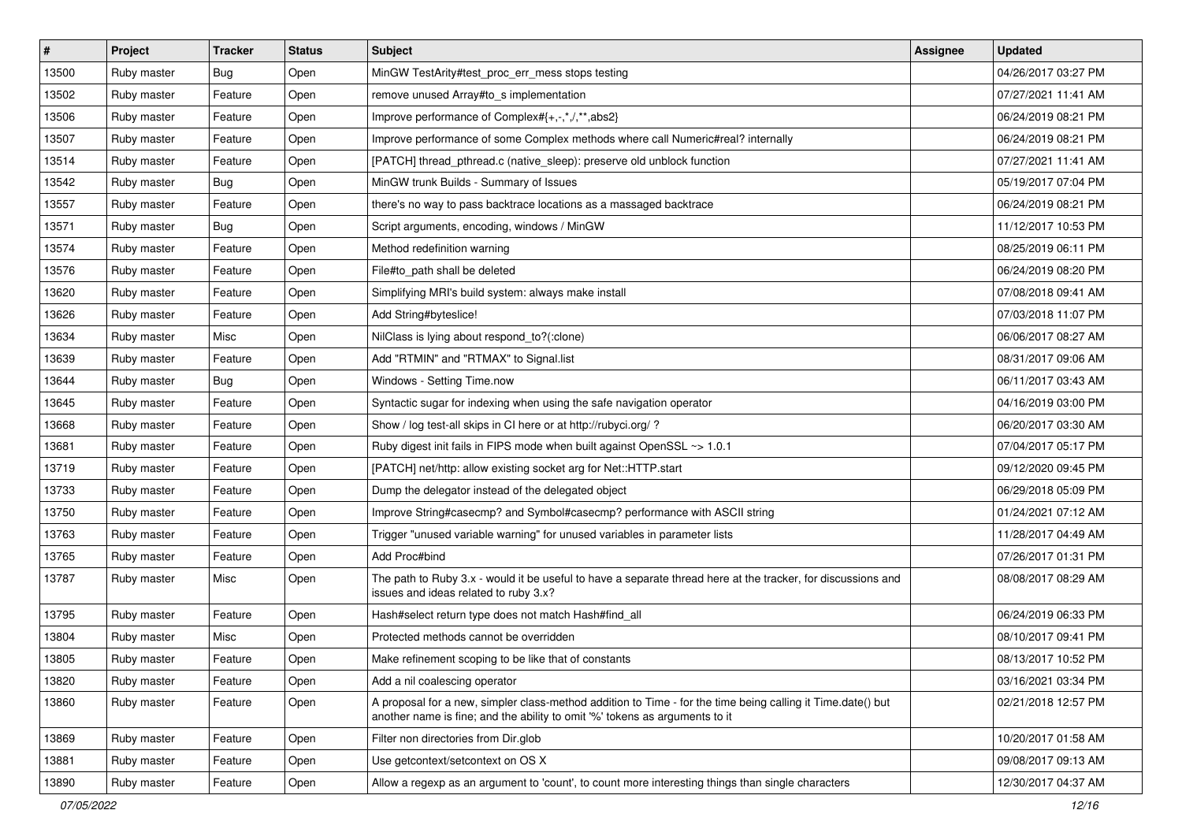| # | Project | Tracker | Status | Subject | Assignee | Updated |
|---|---|---|---|---|---|---|
| 13500 | Ruby master | Bug | Open | MinGW TestArity#test_proc_err_mess stops testing | | 04/26/2017 03:27 PM |
| 13502 | Ruby master | Feature | Open | remove unused Array#to_s implementation | | 07/27/2021 11:41 AM |
| 13506 | Ruby master | Feature | Open | Improve performance of Complex#{+,-,*,/,**,abs2} | | 06/24/2019 08:21 PM |
| 13507 | Ruby master | Feature | Open | Improve performance of some Complex methods where call Numeric#real? internally | | 06/24/2019 08:21 PM |
| 13514 | Ruby master | Feature | Open | [PATCH] thread_pthread.c (native_sleep): preserve old unblock function | | 07/27/2021 11:41 AM |
| 13542 | Ruby master | Bug | Open | MinGW trunk Builds - Summary of Issues | | 05/19/2017 07:04 PM |
| 13557 | Ruby master | Feature | Open | there's no way to pass backtrace locations as a massaged backtrace | | 06/24/2019 08:21 PM |
| 13571 | Ruby master | Bug | Open | Script arguments, encoding, windows / MinGW | | 11/12/2017 10:53 PM |
| 13574 | Ruby master | Feature | Open | Method redefinition warning | | 08/25/2019 06:11 PM |
| 13576 | Ruby master | Feature | Open | File#to_path shall be deleted | | 06/24/2019 08:20 PM |
| 13620 | Ruby master | Feature | Open | Simplifying MRI's build system: always make install | | 07/08/2018 09:41 AM |
| 13626 | Ruby master | Feature | Open | Add String#byteslice! | | 07/03/2018 11:07 PM |
| 13634 | Ruby master | Misc | Open | NilClass is lying about respond_to?(:clone) | | 06/06/2017 08:27 AM |
| 13639 | Ruby master | Feature | Open | Add "RTMIN" and "RTMAX" to Signal.list | | 08/31/2017 09:06 AM |
| 13644 | Ruby master | Bug | Open | Windows - Setting Time.now | | 06/11/2017 03:43 AM |
| 13645 | Ruby master | Feature | Open | Syntactic sugar for indexing when using the safe navigation operator | | 04/16/2019 03:00 PM |
| 13668 | Ruby master | Feature | Open | Show / log test-all skips in CI here or at http://rubyci.org/ ? | | 06/20/2017 03:30 AM |
| 13681 | Ruby master | Feature | Open | Ruby digest init fails in FIPS mode when built against OpenSSL ~> 1.0.1 | | 07/04/2017 05:17 PM |
| 13719 | Ruby master | Feature | Open | [PATCH] net/http: allow existing socket arg for Net::HTTP.start | | 09/12/2020 09:45 PM |
| 13733 | Ruby master | Feature | Open | Dump the delegator instead of the delegated object | | 06/29/2018 05:09 PM |
| 13750 | Ruby master | Feature | Open | Improve String#casecmp? and Symbol#casecmp? performance with ASCII string | | 01/24/2021 07:12 AM |
| 13763 | Ruby master | Feature | Open | Trigger "unused variable warning" for unused variables in parameter lists | | 11/28/2017 04:49 AM |
| 13765 | Ruby master | Feature | Open | Add Proc#bind | | 07/26/2017 01:31 PM |
| 13787 | Ruby master | Misc | Open | The path to Ruby 3.x - would it be useful to have a separate thread here at the tracker, for discussions and issues and ideas related to ruby 3.x? | | 08/08/2017 08:29 AM |
| 13795 | Ruby master | Feature | Open | Hash#select return type does not match Hash#find_all | | 06/24/2019 06:33 PM |
| 13804 | Ruby master | Misc | Open | Protected methods cannot be overridden | | 08/10/2017 09:41 PM |
| 13805 | Ruby master | Feature | Open | Make refinement scoping to be like that of constants | | 08/13/2017 10:52 PM |
| 13820 | Ruby master | Feature | Open | Add a nil coalescing operator | | 03/16/2021 03:34 PM |
| 13860 | Ruby master | Feature | Open | A proposal for a new, simpler class-method addition to Time - for the time being calling it Time.date() but another name is fine; and the ability to omit '%' tokens as arguments to it | | 02/21/2018 12:57 PM |
| 13869 | Ruby master | Feature | Open | Filter non directories from Dir.glob | | 10/20/2017 01:58 AM |
| 13881 | Ruby master | Feature | Open | Use getcontext/setcontext on OS X | | 09/08/2017 09:13 AM |
| 13890 | Ruby master | Feature | Open | Allow a regexp as an argument to 'count', to count more interesting things than single characters | | 12/30/2017 04:37 AM |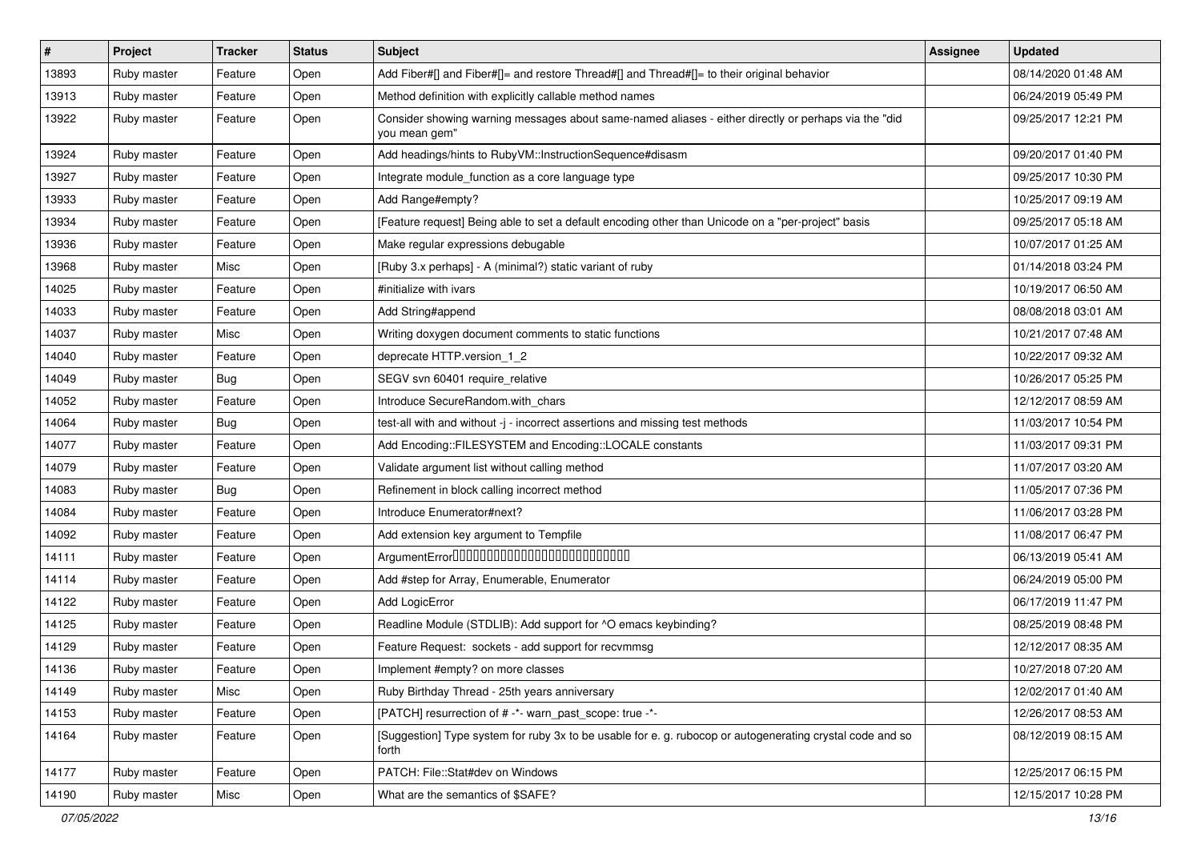| # | Project | Tracker | Status | Subject | Assignee | Updated |
|---|---|---|---|---|---|---|
| 13893 | Ruby master | Feature | Open | Add Fiber#[] and Fiber#[]= and restore Thread#[] and Thread#[]= to their original behavior | | 08/14/2020 01:48 AM |
| 13913 | Ruby master | Feature | Open | Method definition with explicitly callable method names | | 06/24/2019 05:49 PM |
| 13922 | Ruby master | Feature | Open | Consider showing warning messages about same-named aliases - either directly or perhaps via the "did you mean gem" | | 09/25/2017 12:21 PM |
| 13924 | Ruby master | Feature | Open | Add headings/hints to RubyVM::InstructionSequence#disasm | | 09/20/2017 01:40 PM |
| 13927 | Ruby master | Feature | Open | Integrate module_function as a core language type | | 09/25/2017 10:30 PM |
| 13933 | Ruby master | Feature | Open | Add Range#empty? | | 10/25/2017 09:19 AM |
| 13934 | Ruby master | Feature | Open | [Feature request] Being able to set a default encoding other than Unicode on a "per-project" basis | | 09/25/2017 05:18 AM |
| 13936 | Ruby master | Feature | Open | Make regular expressions debugable | | 10/07/2017 01:25 AM |
| 13968 | Ruby master | Misc | Open | [Ruby 3.x perhaps] - A (minimal?) static variant of ruby | | 01/14/2018 03:24 PM |
| 14025 | Ruby master | Feature | Open | #initialize with ivars | | 10/19/2017 06:50 AM |
| 14033 | Ruby master | Feature | Open | Add String#append | | 08/08/2018 03:01 AM |
| 14037 | Ruby master | Misc | Open | Writing doxygen document comments to static functions | | 10/21/2017 07:48 AM |
| 14040 | Ruby master | Feature | Open | deprecate HTTP.version_1_2 | | 10/22/2017 09:32 AM |
| 14049 | Ruby master | Bug | Open | SEGV svn 60401 require_relative | | 10/26/2017 05:25 PM |
| 14052 | Ruby master | Feature | Open | Introduce SecureRandom.with_chars | | 12/12/2017 08:59 AM |
| 14064 | Ruby master | Bug | Open | test-all with and without -j - incorrect assertions and missing test methods | | 11/03/2017 10:54 PM |
| 14077 | Ruby master | Feature | Open | Add Encoding::FILESYSTEM and Encoding::LOCALE constants | | 11/03/2017 09:31 PM |
| 14079 | Ruby master | Feature | Open | Validate argument list without calling method | | 11/07/2017 03:20 AM |
| 14083 | Ruby master | Bug | Open | Refinement in block calling incorrect method | | 11/05/2017 07:36 PM |
| 14084 | Ruby master | Feature | Open | Introduce Enumerator#next? | | 11/06/2017 03:28 PM |
| 14092 | Ruby master | Feature | Open | Add extension key argument to Tempfile | | 11/08/2017 06:47 PM |
| 14111 | Ruby master | Feature | Open | ArgumentError□□□□□□□□□□□□□□□□□□□□□□□□□□□ | | 06/13/2019 05:41 AM |
| 14114 | Ruby master | Feature | Open | Add #step for Array, Enumerable, Enumerator | | 06/24/2019 05:00 PM |
| 14122 | Ruby master | Feature | Open | Add LogicError | | 06/17/2019 11:47 PM |
| 14125 | Ruby master | Feature | Open | Readline Module (STDLIB): Add support for ^O emacs keybinding? | | 08/25/2019 08:48 PM |
| 14129 | Ruby master | Feature | Open | Feature Request: sockets - add support for recvmmsg | | 12/12/2017 08:35 AM |
| 14136 | Ruby master | Feature | Open | Implement #empty? on more classes | | 10/27/2018 07:20 AM |
| 14149 | Ruby master | Misc | Open | Ruby Birthday Thread - 25th years anniversary | | 12/02/2017 01:40 AM |
| 14153 | Ruby master | Feature | Open | [PATCH] resurrection of # -*- warn_past_scope: true -*- | | 12/26/2017 08:53 AM |
| 14164 | Ruby master | Feature | Open | [Suggestion] Type system for ruby 3x to be usable for e. g. rubocop or autogenerating crystal code and so forth | | 08/12/2019 08:15 AM |
| 14177 | Ruby master | Feature | Open | PATCH: File::Stat#dev on Windows | | 12/25/2017 06:15 PM |
| 14190 | Ruby master | Misc | Open | What are the semantics of $SAFE? | | 12/15/2017 10:28 PM |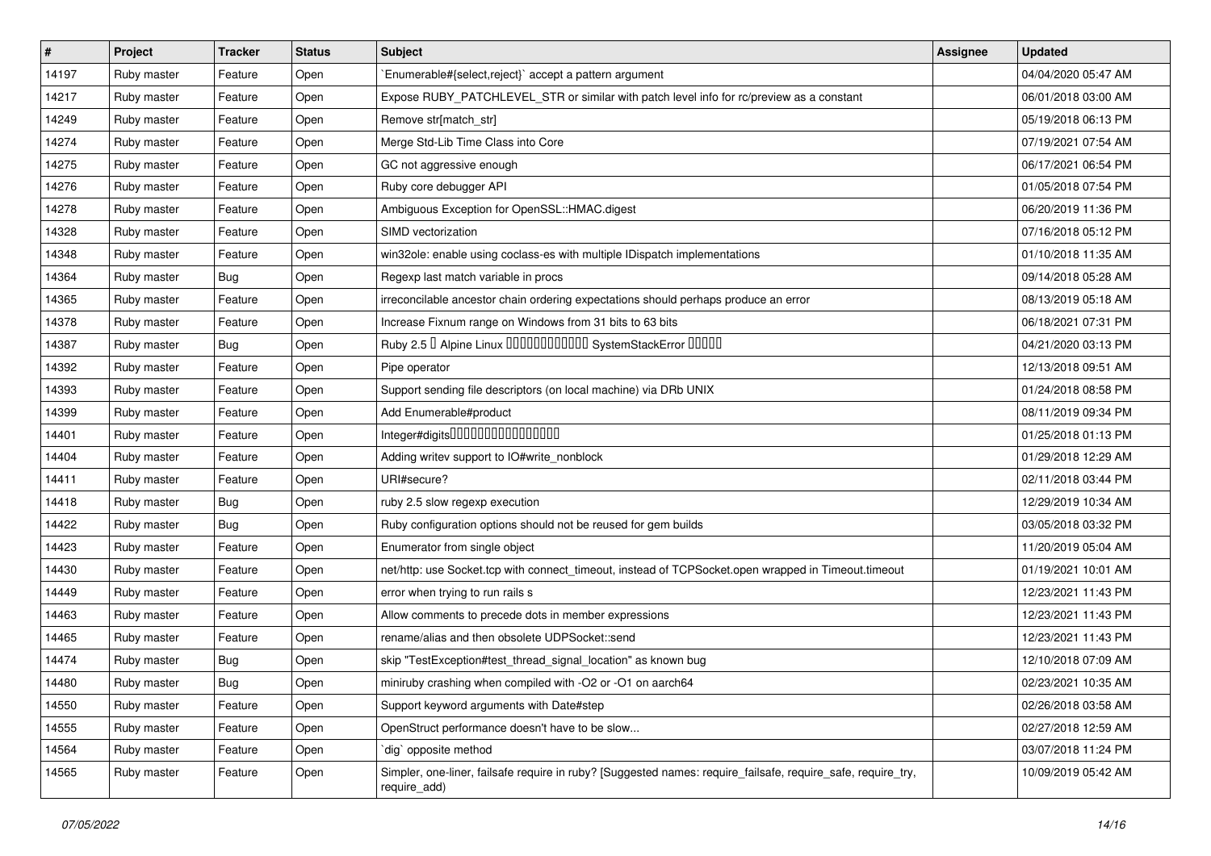| # | Project | Tracker | Status | Subject | Assignee | Updated |
| --- | --- | --- | --- | --- | --- | --- |
| 14197 | Ruby master | Feature | Open | `Enumerable#{select,reject}` accept a pattern argument | | 04/04/2020 05:47 AM |
| 14217 | Ruby master | Feature | Open | Expose RUBY_PATCHLEVEL_STR or similar with patch level info for rc/preview as a constant | | 06/01/2018 03:00 AM |
| 14249 | Ruby master | Feature | Open | Remove str[match_str] | | 05/19/2018 06:13 PM |
| 14274 | Ruby master | Feature | Open | Merge Std-Lib Time Class into Core | | 07/19/2021 07:54 AM |
| 14275 | Ruby master | Feature | Open | GC not aggressive enough | | 06/17/2021 06:54 PM |
| 14276 | Ruby master | Feature | Open | Ruby core debugger API | | 01/05/2018 07:54 PM |
| 14278 | Ruby master | Feature | Open | Ambiguous Exception for OpenSSL::HMAC.digest | | 06/20/2019 11:36 PM |
| 14328 | Ruby master | Feature | Open | SIMD vectorization | | 07/16/2018 05:12 PM |
| 14348 | Ruby master | Feature | Open | win32ole: enable using coclass-es with multiple IDispatch implementations | | 01/10/2018 11:35 AM |
| 14364 | Ruby master | Bug | Open | Regexp last match variable in procs | | 09/14/2018 05:28 AM |
| 14365 | Ruby master | Feature | Open | irreconcilable ancestor chain ordering expectations should perhaps produce an error | | 08/13/2019 05:18 AM |
| 14378 | Ruby master | Feature | Open | Increase Fixnum range on Windows from 31 bits to 63 bits | | 06/18/2021 07:31 PM |
| 14387 | Ruby master | Bug | Open | Ruby 2.5 � Alpine Linux ������������ SystemStackError ����� | | 04/21/2020 03:13 PM |
| 14392 | Ruby master | Feature | Open | Pipe operator | | 12/13/2018 09:51 AM |
| 14393 | Ruby master | Feature | Open | Support sending file descriptors (on local machine) via DRb UNIX | | 01/24/2018 08:58 PM |
| 14399 | Ruby master | Feature | Open | Add Enumerable#product | | 08/11/2019 09:34 PM |
| 14401 | Ruby master | Feature | Open | Integer#digits���������������� | | 01/25/2018 01:13 PM |
| 14404 | Ruby master | Feature | Open | Adding writev support to IO#write_nonblock | | 01/29/2018 12:29 AM |
| 14411 | Ruby master | Feature | Open | URI#secure? | | 02/11/2018 03:44 PM |
| 14418 | Ruby master | Bug | Open | ruby 2.5 slow regexp execution | | 12/29/2019 10:34 AM |
| 14422 | Ruby master | Bug | Open | Ruby configuration options should not be reused for gem builds | | 03/05/2018 03:32 PM |
| 14423 | Ruby master | Feature | Open | Enumerator from single object | | 11/20/2019 05:04 AM |
| 14430 | Ruby master | Feature | Open | net/http: use Socket.tcp with connect_timeout, instead of TCPSocket.open wrapped in Timeout.timeout | | 01/19/2021 10:01 AM |
| 14449 | Ruby master | Feature | Open | error when trying to run rails s | | 12/23/2021 11:43 PM |
| 14463 | Ruby master | Feature | Open | Allow comments to precede dots in member expressions | | 12/23/2021 11:43 PM |
| 14465 | Ruby master | Feature | Open | rename/alias and then obsolete UDPSocket::send | | 12/23/2021 11:43 PM |
| 14474 | Ruby master | Bug | Open | skip "TestException#test_thread_signal_location" as known bug | | 12/10/2018 07:09 AM |
| 14480 | Ruby master | Bug | Open | miniruby crashing when compiled with -O2 or -O1 on aarch64 | | 02/23/2021 10:35 AM |
| 14550 | Ruby master | Feature | Open | Support keyword arguments with Date#step | | 02/26/2018 03:58 AM |
| 14555 | Ruby master | Feature | Open | OpenStruct performance doesn't have to be slow... | | 02/27/2018 12:59 AM |
| 14564 | Ruby master | Feature | Open | `dig` opposite method | | 03/07/2018 11:24 PM |
| 14565 | Ruby master | Feature | Open | Simpler, one-liner, failsafe require in ruby? [Suggested names: require_failsafe, require_safe, require_try, require_add) | | 10/09/2019 05:42 AM |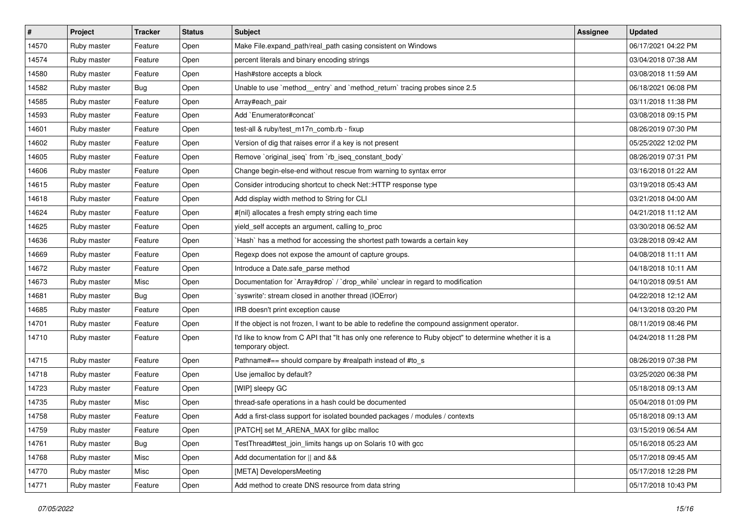| # | Project | Tracker | Status | Subject | Assignee | Updated |
| --- | --- | --- | --- | --- | --- | --- |
| 14570 | Ruby master | Feature | Open | Make File.expand_path/real_path casing consistent on Windows | | 06/17/2021 04:22 PM |
| 14574 | Ruby master | Feature | Open | percent literals and binary encoding strings | | 03/04/2018 07:38 AM |
| 14580 | Ruby master | Feature | Open | Hash#store accepts a block | | 03/08/2018 11:59 AM |
| 14582 | Ruby master | Bug | Open | Unable to use `method__entry` and `method_return` tracing probes since 2.5 | | 06/18/2021 06:08 PM |
| 14585 | Ruby master | Feature | Open | Array#each_pair | | 03/11/2018 11:38 PM |
| 14593 | Ruby master | Feature | Open | Add `Enumerator#concat` | | 03/08/2018 09:15 PM |
| 14601 | Ruby master | Feature | Open | test-all & ruby/test_m17n_comb.rb - fixup | | 08/26/2019 07:30 PM |
| 14602 | Ruby master | Feature | Open | Version of dig that raises error if a key is not present | | 05/25/2022 12:02 PM |
| 14605 | Ruby master | Feature | Open | Remove `original_iseq` from `rb_iseq_constant_body` | | 08/26/2019 07:31 PM |
| 14606 | Ruby master | Feature | Open | Change begin-else-end without rescue from warning to syntax error | | 03/16/2018 01:22 AM |
| 14615 | Ruby master | Feature | Open | Consider introducing shortcut to check Net::HTTP response type | | 03/19/2018 05:43 AM |
| 14618 | Ruby master | Feature | Open | Add display width method to String for CLI | | 03/21/2018 04:00 AM |
| 14624 | Ruby master | Feature | Open | #{nil} allocates a fresh empty string each time | | 04/21/2018 11:12 AM |
| 14625 | Ruby master | Feature | Open | yield_self accepts an argument, calling to_proc | | 03/30/2018 06:52 AM |
| 14636 | Ruby master | Feature | Open | `Hash` has a method for accessing the shortest path towards a certain key | | 03/28/2018 09:42 AM |
| 14669 | Ruby master | Feature | Open | Regexp does not expose the amount of capture groups. | | 04/08/2018 11:11 AM |
| 14672 | Ruby master | Feature | Open | Introduce a Date.safe_parse method | | 04/18/2018 10:11 AM |
| 14673 | Ruby master | Misc | Open | Documentation for `Array#drop` / `drop_while` unclear in regard to modification | | 04/10/2018 09:51 AM |
| 14681 | Ruby master | Bug | Open | `syswrite': stream closed in another thread (IOError) | | 04/22/2018 12:12 AM |
| 14685 | Ruby master | Feature | Open | IRB doesn't print exception cause | | 04/13/2018 03:20 PM |
| 14701 | Ruby master | Feature | Open | If the object is not frozen, I want to be able to redefine the compound assignment operator. | | 08/11/2019 08:46 PM |
| 14710 | Ruby master | Feature | Open | I'd like to know from C API that "It has only one reference to Ruby object" to determine whether it is a temporary object. | | 04/24/2018 11:28 PM |
| 14715 | Ruby master | Feature | Open | Pathname#== should compare by #realpath instead of #to_s | | 08/26/2019 07:38 PM |
| 14718 | Ruby master | Feature | Open | Use jemalloc by default? | | 03/25/2020 06:38 PM |
| 14723 | Ruby master | Feature | Open | [WIP] sleepy GC | | 05/18/2018 09:13 AM |
| 14735 | Ruby master | Misc | Open | thread-safe operations in a hash could be documented | | 05/04/2018 01:09 PM |
| 14758 | Ruby master | Feature | Open | Add a first-class support for isolated bounded packages / modules / contexts | | 05/18/2018 09:13 AM |
| 14759 | Ruby master | Feature | Open | [PATCH] set M_ARENA_MAX for glibc malloc | | 03/15/2019 06:54 AM |
| 14761 | Ruby master | Bug | Open | TestThread#test_join_limits hangs up on Solaris 10 with gcc | | 05/16/2018 05:23 AM |
| 14768 | Ruby master | Misc | Open | Add documentation for \|\| and && | | 05/17/2018 09:45 AM |
| 14770 | Ruby master | Misc | Open | [META] DevelopersMeeting | | 05/17/2018 12:28 PM |
| 14771 | Ruby master | Feature | Open | Add method to create DNS resource from data string | | 05/17/2018 10:43 PM |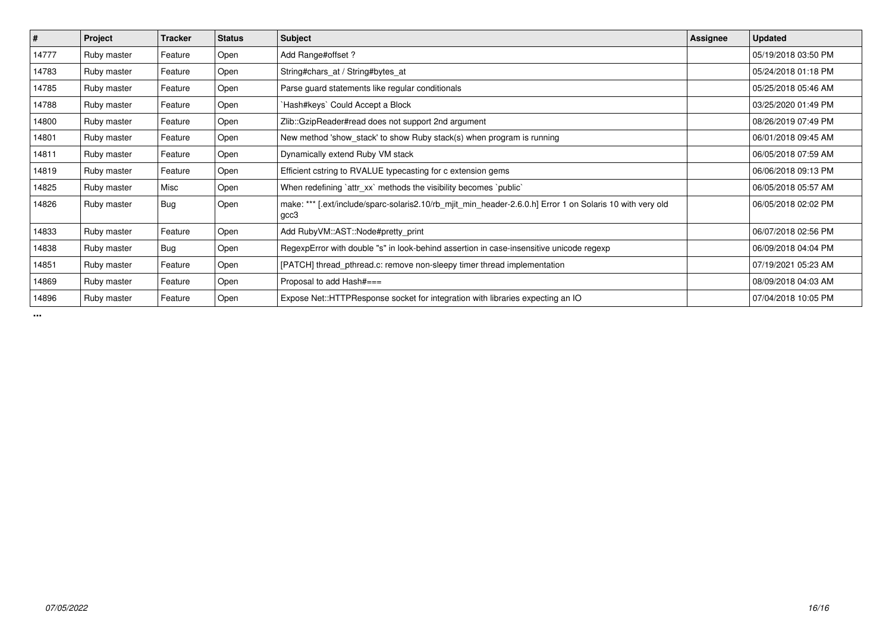| # | Project | Tracker | Status | Subject | Assignee | Updated |
|---|---|---|---|---|---|---|
| 14777 | Ruby master | Feature | Open | Add Range#offset ? | | 05/19/2018 03:50 PM |
| 14783 | Ruby master | Feature | Open | String#chars_at / String#bytes_at | | 05/24/2018 01:18 PM |
| 14785 | Ruby master | Feature | Open | Parse guard statements like regular conditionals | | 05/25/2018 05:46 AM |
| 14788 | Ruby master | Feature | Open | `Hash#keys` Could Accept a Block | | 03/25/2020 01:49 PM |
| 14800 | Ruby master | Feature | Open | Zlib::GzipReader#read does not support 2nd argument | | 08/26/2019 07:49 PM |
| 14801 | Ruby master | Feature | Open | New method 'show_stack' to show Ruby stack(s) when program is running | | 06/01/2018 09:45 AM |
| 14811 | Ruby master | Feature | Open | Dynamically extend Ruby VM stack | | 06/05/2018 07:59 AM |
| 14819 | Ruby master | Feature | Open | Efficient cstring to RVALUE typecasting for c extension gems | | 06/06/2018 09:13 PM |
| 14825 | Ruby master | Misc | Open | When redefining `attr_xx` methods the visibility becomes `public` | | 06/05/2018 05:57 AM |
| 14826 | Ruby master | Bug | Open | make: *** [.ext/include/sparc-solaris2.10/rb_mjit_min_header-2.6.0.h] Error 1 on Solaris 10 with very old gcc3 | | 06/05/2018 02:02 PM |
| 14833 | Ruby master | Feature | Open | Add RubyVM::AST::Node#pretty_print | | 06/07/2018 02:56 PM |
| 14838 | Ruby master | Bug | Open | RegexpError with double "s" in look-behind assertion in case-insensitive unicode regexp | | 06/09/2018 04:04 PM |
| 14851 | Ruby master | Feature | Open | [PATCH] thread_pthread.c: remove non-sleepy timer thread implementation | | 07/19/2021 05:23 AM |
| 14869 | Ruby master | Feature | Open | Proposal to add Hash#=== | | 08/09/2018 04:03 AM |
| 14896 | Ruby master | Feature | Open | Expose Net::HTTPResponse socket for integration with libraries expecting an IO | | 07/04/2018 10:05 PM |

...